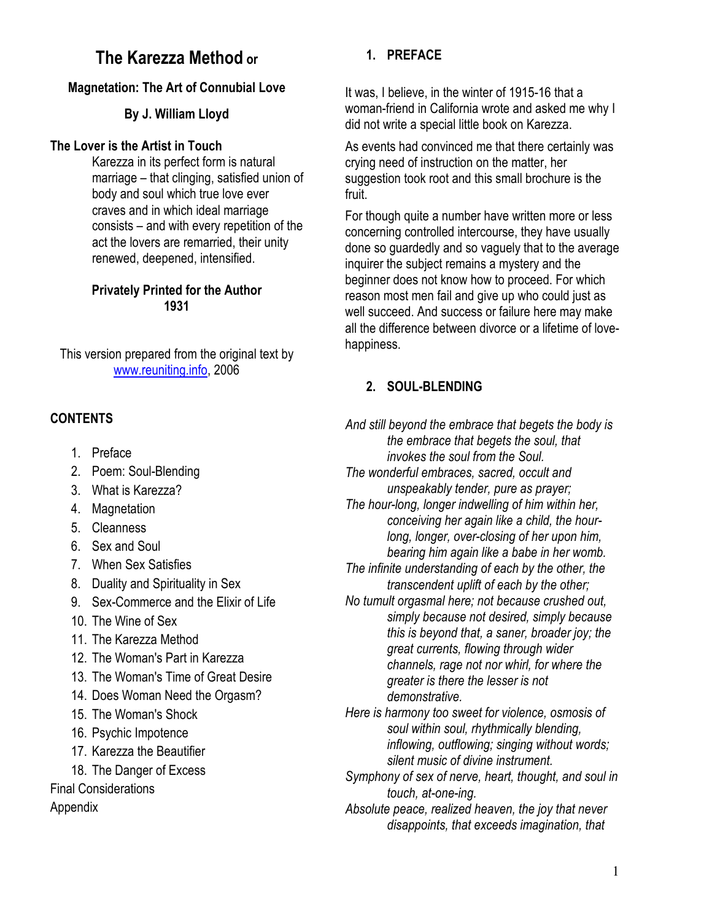# The Karezza Method or

**Magnetation: The Art of Connubial Love**

**By J. William Lloyd**

**The Lover is the Artist in Touch**

Karezza in its perfect form is natural marriage – that clinging, satisfied union of body and soul which true love ever craves and in which ideal marriage consists – and with every repetition of the act the lovers are remarried, their unity renewed, deepened, intensified.

**Privately Printed for the Author**
**1931**

This version prepared from the original text by www.reuniting.info, 2006

**CONTENTS**

1. Preface
2. Poem: Soul-Blending
3. What is Karezza?
4. Magnetation
5. Cleanness
6. Sex and Soul
7. When Sex Satisfies
8. Duality and Spirituality in Sex
9. Sex-Commerce and the Elixir of Life
10. The Wine of Sex
11. The Karezza Method
12. The Woman's Part in Karezza
13. The Woman's Time of Great Desire
14. Does Woman Need the Orgasm?
15. The Woman's Shock
16. Psychic Impotence
17. Karezza the Beautifier
18. The Danger of Excess

Final Considerations

Appendix

## 1. PREFACE

It was, I believe, in the winter of 1915-16 that a woman-friend in California wrote and asked me why I did not write a special little book on Karezza.

As events had convinced me that there certainly was crying need of instruction on the matter, her suggestion took root and this small brochure is the fruit.

For though quite a number have written more or less concerning controlled intercourse, they have usually done so guardedly and so vaguely that to the average inquirer the subject remains a mystery and the beginner does not know how to proceed. For which reason most men fail and give up who could just as well succeed. And success or failure here may make all the difference between divorce or a lifetime of love-happiness.

## 2. SOUL-BLENDING

*And still beyond the embrace that begets the body is the embrace that begets the soul, that invokes the soul from the Soul.*

*The wonderful embraces, sacred, occult and unspeakably tender, pure as prayer;*

*The hour-long, longer indwelling of him within her, conceiving her again like a child, the hour-long, longer, over-closing of her upon him, bearing him again like a babe in her womb.*

*The infinite understanding of each by the other, the transcendent uplift of each by the other;*

*No tumult orgasmal here; not because crushed out, simply because not desired, simply because this is beyond that, a saner, broader joy; the great currents, flowing through wider channels, rage not nor whirl, for where the greater is there the lesser is not demonstrative.*

*Here is harmony too sweet for violence, osmosis of soul within soul, rhythmically blending, inflowing, outflowing; singing without words; silent music of divine instrument.*

*Symphony of sex of nerve, heart, thought, and soul in touch, at-one-ing.*

*Absolute peace, realized heaven, the joy that never disappoints, that exceeds imagination, that*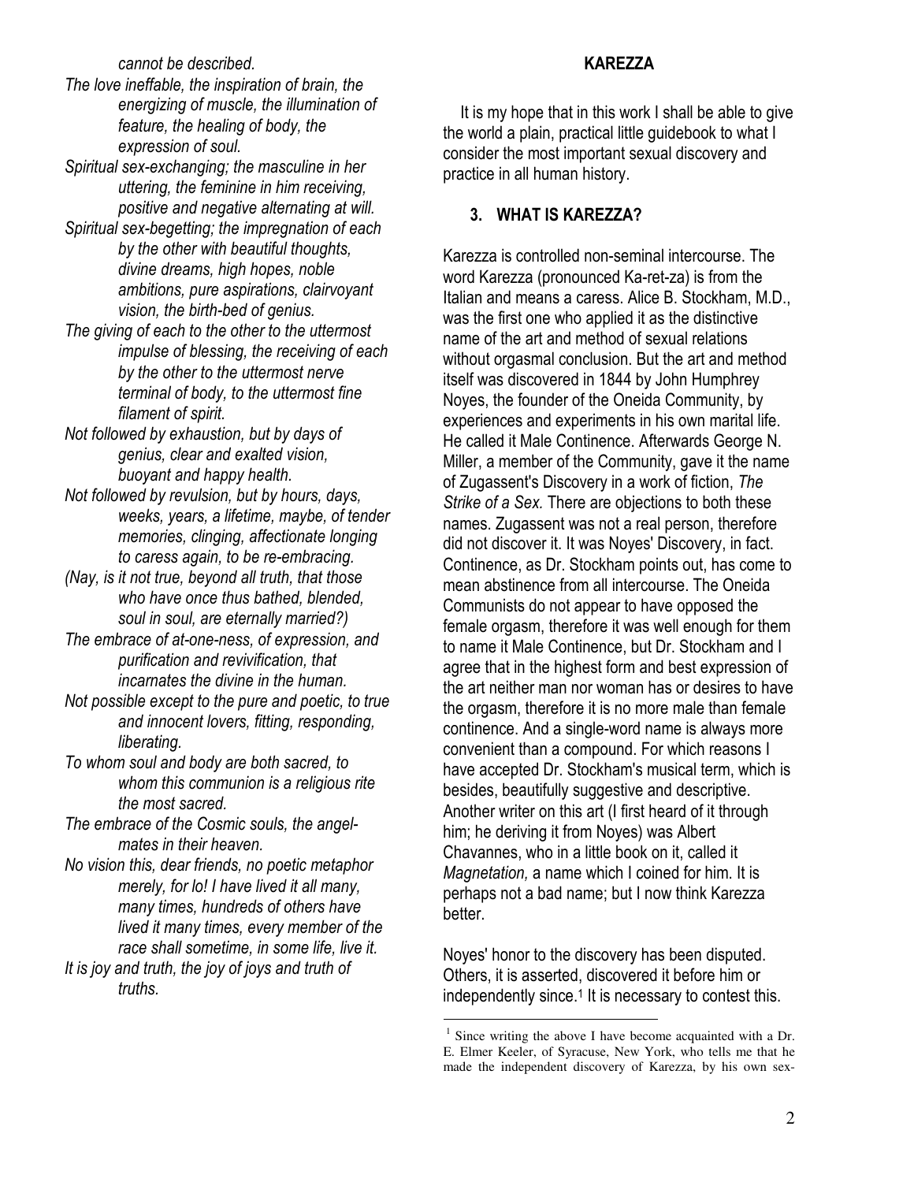*cannot be described.*

*The love ineffable, the inspiration of brain, the energizing of muscle, the illumination of feature, the healing of body, the expression of soul.*

*Spiritual sex-exchanging; the masculine in her uttering, the feminine in him receiving, positive and negative alternating at will.*

*Spiritual sex-begetting; the impregnation of each by the other with beautiful thoughts, divine dreams, high hopes, noble ambitions, pure aspirations, clairvoyant vision, the birth-bed of genius.*

*The giving of each to the other to the uttermost impulse of blessing, the receiving of each by the other to the uttermost nerve terminal of body, to the uttermost fine filament of spirit.*

*Not followed by exhaustion, but by days of genius, clear and exalted vision, buoyant and happy health.*

*Not followed by revulsion, but by hours, days, weeks, years, a lifetime, maybe, of tender memories, clinging, affectionate longing to caress again, to be re-embracing.*

*(Nay, is it not true, beyond all truth, that those who have once thus bathed, blended, soul in soul, are eternally married?)*

*The embrace of at-one-ness, of expression, and purification and revivification, that incarnates the divine in the human.*

*Not possible except to the pure and poetic, to true and innocent lovers, fitting, responding, liberating.*

*To whom soul and body are both sacred, to whom this communion is a religious rite the most sacred.*

*The embrace of the Cosmic souls, the angel-mates in their heaven.*

*No vision this, dear friends, no poetic metaphor merely, for lo! I have lived it all many, many times, hundreds of others have lived it many times, every member of the race shall sometime, in some life, live it.*

*It is joy and truth, the joy of joys and truth of truths.*

**KAREZZA**

It is my hope that in this work I shall be able to give the world a plain, practical little guidebook to what I consider the most important sexual discovery and practice in all human history.

## 3. WHAT IS KAREZZA?

Karezza is controlled non-seminal intercourse. The word Karezza (pronounced Ka-ret-za) is from the Italian and means a caress. Alice B. Stockham, M.D., was the first one who applied it as the distinctive name of the art and method of sexual relations without orgasmal conclusion. But the art and method itself was discovered in 1844 by John Humphrey Noyes, the founder of the Oneida Community, by experiences and experiments in his own marital life. He called it Male Continence. Afterwards George N. Miller, a member of the Community, gave it the name of Zugassent's Discovery in a work of fiction, *The Strike of a Sex.* There are objections to both these names. Zugassent was not a real person, therefore did not discover it. It was Noyes' Discovery, in fact. Continence, as Dr. Stockham points out, has come to mean abstinence from all intercourse. The Oneida Communists do not appear to have opposed the female orgasm, therefore it was well enough for them to name it Male Continence, but Dr. Stockham and I agree that in the highest form and best expression of the art neither man nor woman has or desires to have the orgasm, therefore it is no more male than female continence. And a single-word name is always more convenient than a compound. For which reasons I have accepted Dr. Stockham's musical term, which is besides, beautifully suggestive and descriptive. Another writer on this art (I first heard of it through him; he deriving it from Noyes) was Albert Chavannes, who in a little book on it, called it *Magnetation,* a name which I coined for him. It is perhaps not a bad name; but I now think Karezza better.

Noyes' honor to the discovery has been disputed. Others, it is asserted, discovered it before him or independently since.[1] It is necessary to contest this.

[1] Since writing the above I have become acquainted with a Dr. E. Elmer Keeler, of Syracuse, New York, who tells me that he made the independent discovery of Karezza, by his own sex-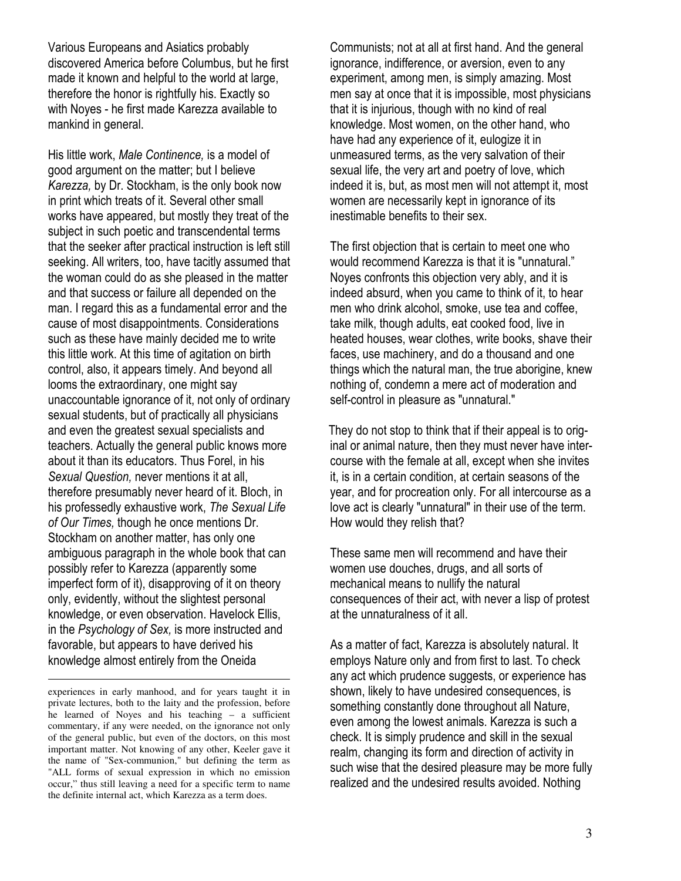Various Europeans and Asiatics probably discovered America before Columbus, but he first made it known and helpful to the world at large, therefore the honor is rightfully his. Exactly so with Noyes - he first made Karezza available to mankind in general.

His little work, *Male Continence,* is a model of good argument on the matter; but I believe *Karezza,* by Dr. Stockham, is the only book now in print which treats of it. Several other small works have appeared, but mostly they treat of the subject in such poetic and transcendental terms that the seeker after practical instruction is left still seeking. All writers, too, have tacitly assumed that the woman could do as she pleased in the matter and that success or failure all depended on the man. I regard this as a fundamental error and the cause of most disappointments. Considerations such as these have mainly decided me to write this little work. At this time of agitation on birth control, also, it appears timely. And beyond all looms the extraordinary, one might say unaccountable ignorance of it, not only of ordinary sexual students, but of practically all physicians and even the greatest sexual specialists and teachers. Actually the general public knows more about it than its educators. Thus Forel, in his *Sexual Question,* never mentions it at all, therefore presumably never heard of it. Bloch, in his professedly exhaustive work, *The Sexual Life of Our Times,* though he once mentions Dr. Stockham on another matter, has only one ambiguous paragraph in the whole book that can possibly refer to Karezza (apparently some imperfect form of it), disapproving of it on theory only, evidently, without the slightest personal knowledge, or even observation. Havelock Ellis, in the *Psychology of Sex,* is more instructed and favorable, but appears to have derived his knowledge almost entirely from the Oneida Communists; not at all at first hand. And the general ignorance, indifference, or aversion, even to any experiment, among men, is simply amazing. Most men say at once that it is impossible, most physicians that it is injurious, though with no kind of real knowledge. Most women, on the other hand, who have had any experience of it, eulogize it in unmeasured terms, as the very salvation of their sexual life, the very art and poetry of love, which indeed it is, but, as most men will not attempt it, most women are necessarily kept in ignorance of its inestimable benefits to their sex.

The first objection that is certain to meet one who would recommend Karezza is that it is "unnatural." Noyes confronts this objection very ably, and it is indeed absurd, when you came to think of it, to hear men who drink alcohol, smoke, use tea and coffee, take milk, though adults, eat cooked food, live in heated houses, wear clothes, write books, shave their faces, use machinery, and do a thousand and one things which the natural man, the true aborigine, knew nothing of, condemn a mere act of moderation and self-control in pleasure as "unnatural."

They do not stop to think that if their appeal is to original or animal nature, then they must never have intercourse with the female at all, except when she invites it, is in a certain condition, at certain seasons of the year, and for procreation only. For all intercourse as a love act is clearly "unnatural" in their use of the term. How would they relish that?

These same men will recommend and have their women use douches, drugs, and all sorts of mechanical means to nullify the natural consequences of their act, with never a lisp of protest at the unnaturalness of it all.

As a matter of fact, Karezza is absolutely natural. It employs Nature only and from first to last. To check any act which prudence suggests, or experience has shown, likely to have undesired consequences, is something constantly done throughout all Nature, even among the lowest animals. Karezza is such a check. It is simply prudence and skill in the sexual realm, changing its form and direction of activity in such wise that the desired pleasure may be more fully realized and the undesired results avoided. Nothing

---

experiences in early manhood, and for years taught it in private lectures, both to the laity and the profession, before he learned of Noyes and his teaching – a sufficient commentary, if any were needed, on the ignorance not only of the general public, but even of the doctors, on this most important matter. Not knowing of any other, Keeler gave it the name of "Sex-communion," but defining the term as "ALL forms of sexual expression in which no emission occur," thus still leaving a need for a specific term to name the definite internal act, which Karezza as a term does.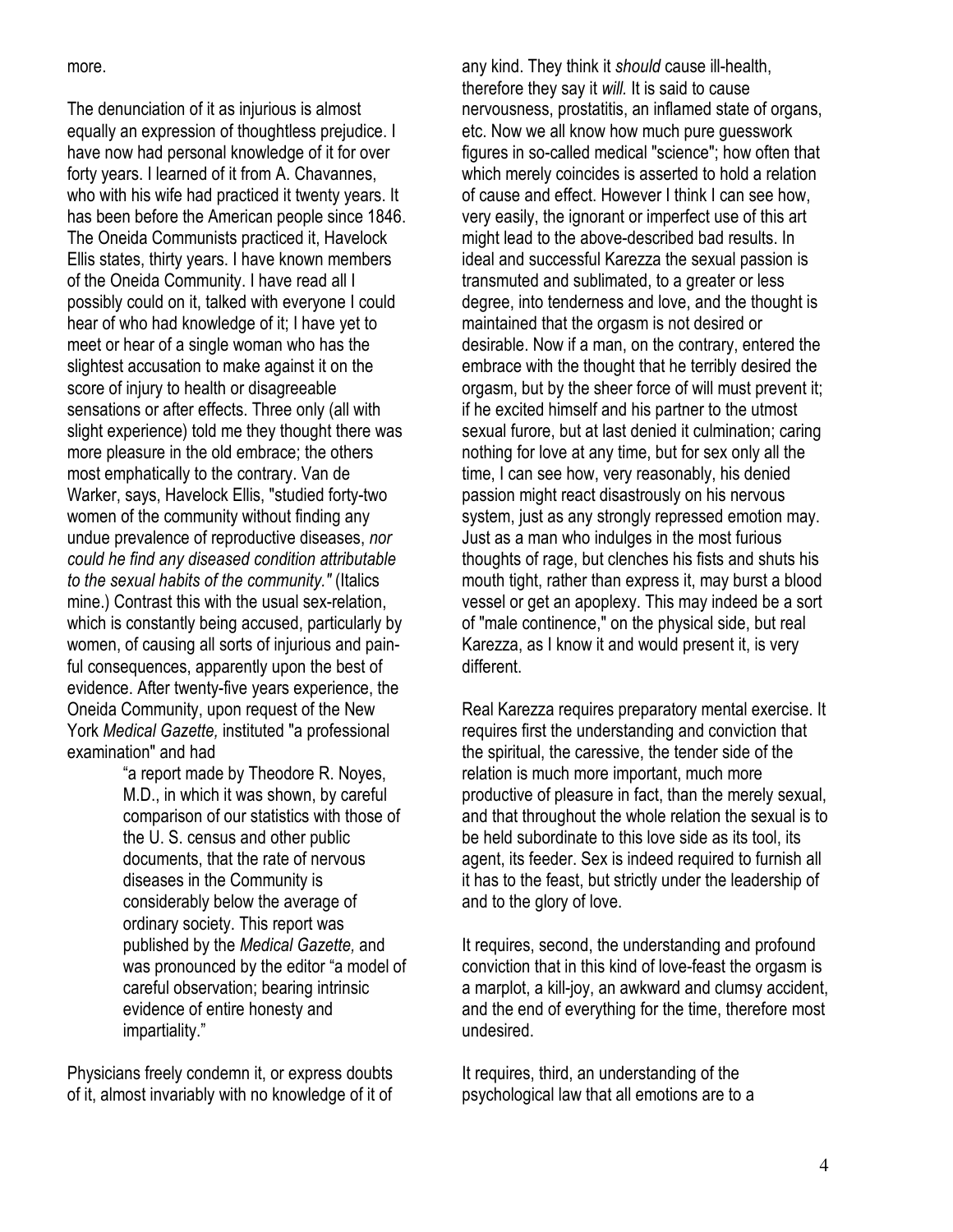more.

The denunciation of it as injurious is almost equally an expression of thoughtless prejudice. I have now had personal knowledge of it for over forty years. I learned of it from A. Chavannes, who with his wife had practiced it twenty years. It has been before the American people since 1846. The Oneida Communists practiced it, Havelock Ellis states, thirty years. I have known members of the Oneida Community. I have read all I possibly could on it, talked with everyone I could hear of who had knowledge of it; I have yet to meet or hear of a single woman who has the slightest accusation to make against it on the score of injury to health or disagreeable sensations or after effects. Three only (all with slight experience) told me they thought there was more pleasure in the old embrace; the others most emphatically to the contrary. Van de Warker, says, Havelock Ellis, "studied forty-two women of the community without finding any undue prevalence of reproductive diseases, *nor could he find any diseased condition attributable to the sexual habits of the community."* (Italics mine.) Contrast this with the usual sex-relation, which is constantly being accused, particularly by women, of causing all sorts of injurious and painful consequences, apparently upon the best of evidence. After twenty-five years experience, the Oneida Community, upon request of the New York *Medical Gazette,* instituted "a professional examination" and had

> "a report made by Theodore R. Noyes, M.D., in which it was shown, by careful comparison of our statistics with those of the U. S. census and other public documents, that the rate of nervous diseases in the Community is considerably below the average of ordinary society. This report was published by the *Medical Gazette,* and was pronounced by the editor "a model of careful observation; bearing intrinsic evidence of entire honesty and impartiality."

Physicians freely condemn it, or express doubts of it, almost invariably with no knowledge of it of any kind. They think it *should* cause ill-health, therefore they say it *will.* It is said to cause nervousness, prostatitis, an inflamed state of organs, etc. Now we all know how much pure guesswork figures in so-called medical "science"; how often that which merely coincides is asserted to hold a relation of cause and effect. However I think I can see how, very easily, the ignorant or imperfect use of this art might lead to the above-described bad results. In ideal and successful Karezza the sexual passion is transmuted and sublimated, to a greater or less degree, into tenderness and love, and the thought is maintained that the orgasm is not desired or desirable. Now if a man, on the contrary, entered the embrace with the thought that he terribly desired the orgasm, but by the sheer force of will must prevent it; if he excited himself and his partner to the utmost sexual furore, but at last denied it culmination; caring nothing for love at any time, but for sex only all the time, I can see how, very reasonably, his denied passion might react disastrously on his nervous system, just as any strongly repressed emotion may. Just as a man who indulges in the most furious thoughts of rage, but clenches his fists and shuts his mouth tight, rather than express it, may burst a blood vessel or get an apoplexy. This may indeed be a sort of "male continence," on the physical side, but real Karezza, as I know it and would present it, is very different.

Real Karezza requires preparatory mental exercise. It requires first the understanding and conviction that the spiritual, the caressive, the tender side of the relation is much more important, much more productive of pleasure in fact, than the merely sexual, and that throughout the whole relation the sexual is to be held subordinate to this love side as its tool, its agent, its feeder. Sex is indeed required to furnish all it has to the feast, but strictly under the leadership of and to the glory of love.

It requires, second, the understanding and profound conviction that in this kind of love-feast the orgasm is a marplot, a kill-joy, an awkward and clumsy accident, and the end of everything for the time, therefore most undesired.

It requires, third, an understanding of the psychological law that all emotions are to a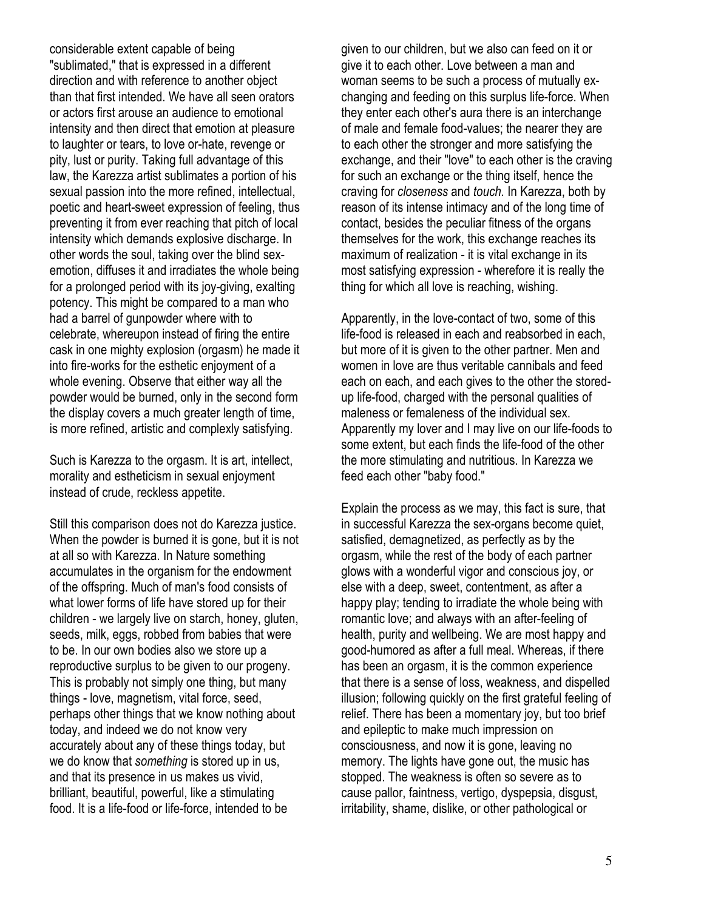considerable extent capable of being "sublimated," that is expressed in a different direction and with reference to another object than that first intended. We have all seen orators or actors first arouse an audience to emotional intensity and then direct that emotion at pleasure to laughter or tears, to love or-hate, revenge or pity, lust or purity. Taking full advantage of this law, the Karezza artist sublimates a portion of his sexual passion into the more refined, intellectual, poetic and heart-sweet expression of feeling, thus preventing it from ever reaching that pitch of local intensity which demands explosive discharge. In other words the soul, taking over the blind sex-emotion, diffuses it and irradiates the whole being for a prolonged period with its joy-giving, exalting potency. This might be compared to a man who had a barrel of gunpowder where with to celebrate, whereupon instead of firing the entire cask in one mighty explosion (orgasm) he made it into fire-works for the esthetic enjoyment of a whole evening. Observe that either way all the powder would be burned, only in the second form the display covers a much greater length of time, is more refined, artistic and complexly satisfying.

Such is Karezza to the orgasm. It is art, intellect, morality and estheticism in sexual enjoyment instead of crude, reckless appetite.

Still this comparison does not do Karezza justice. When the powder is burned it is gone, but it is not at all so with Karezza. In Nature something accumulates in the organism for the endowment of the offspring. Much of man's food consists of what lower forms of life have stored up for their children - we largely live on starch, honey, gluten, seeds, milk, eggs, robbed from babies that were to be. In our own bodies also we store up a reproductive surplus to be given to our progeny. This is probably not simply one thing, but many things - love, magnetism, vital force, seed, perhaps other things that we know nothing about today, and indeed we do not know very accurately about any of these things today, but we do know that *something* is stored up in us, and that its presence in us makes us vivid, brilliant, beautiful, powerful, like a stimulating food. It is a life-food or life-force, intended to be given to our children, but we also can feed on it or give it to each other. Love between a man and woman seems to be such a process of mutually exchanging and feeding on this surplus life-force. When they enter each other's aura there is an interchange of male and female food-values; the nearer they are to each other the stronger and more satisfying the exchange, and their "love" to each other is the craving for such an exchange or the thing itself, hence the craving for *closeness* and *touch.* In Karezza, both by reason of its intense intimacy and of the long time of contact, besides the peculiar fitness of the organs themselves for the work, this exchange reaches its maximum of realization - it is vital exchange in its most satisfying expression - wherefore it is really the thing for which all love is reaching, wishing.

Apparently, in the love-contact of two, some of this life-food is released in each and reabsorbed in each, but more of it is given to the other partner. Men and women in love are thus veritable cannibals and feed each on each, and each gives to the other the stored-up life-food, charged with the personal qualities of maleness or femaleness of the individual sex. Apparently my lover and I may live on our life-foods to some extent, but each finds the life-food of the other the more stimulating and nutritious. In Karezza we feed each other "baby food."

Explain the process as we may, this fact is sure, that in successful Karezza the sex-organs become quiet, satisfied, demagnetized, as perfectly as by the orgasm, while the rest of the body of each partner glows with a wonderful vigor and conscious joy, or else with a deep, sweet, contentment, as after a happy play; tending to irradiate the whole being with romantic love; and always with an after-feeling of health, purity and wellbeing. We are most happy and good-humored as after a full meal. Whereas, if there has been an orgasm, it is the common experience that there is a sense of loss, weakness, and dispelled illusion; following quickly on the first grateful feeling of relief. There has been a momentary joy, but too brief and epileptic to make much impression on consciousness, and now it is gone, leaving no memory. The lights have gone out, the music has stopped. The weakness is often so severe as to cause pallor, faintness, vertigo, dyspepsia, disgust, irritability, shame, dislike, or other pathological or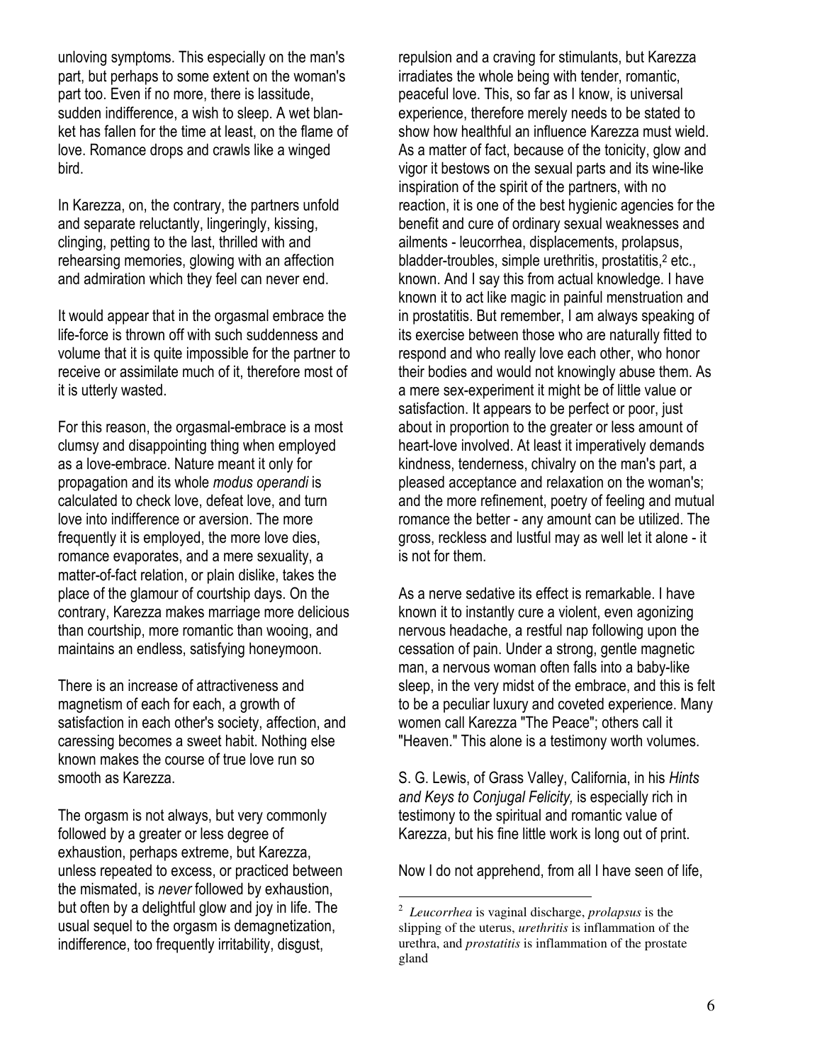unloving symptoms. This especially on the man's part, but perhaps to some extent on the woman's part too. Even if no more, there is lassitude, sudden indifference, a wish to sleep. A wet blanket has fallen for the time at least, on the flame of love. Romance drops and crawls like a winged bird.

In Karezza, on, the contrary, the partners unfold and separate reluctantly, lingeringly, kissing, clinging, petting to the last, thrilled with and rehearsing memories, glowing with an affection and admiration which they feel can never end.

It would appear that in the orgasmal embrace the life-force is thrown off with such suddenness and volume that it is quite impossible for the partner to receive or assimilate much of it, therefore most of it is utterly wasted.

For this reason, the orgasmal-embrace is a most clumsy and disappointing thing when employed as a love-embrace. Nature meant it only for propagation and its whole *modus operandi* is calculated to check love, defeat love, and turn love into indifference or aversion. The more frequently it is employed, the more love dies, romance evaporates, and a mere sexuality, a matter-of-fact relation, or plain dislike, takes the place of the glamour of courtship days. On the contrary, Karezza makes marriage more delicious than courtship, more romantic than wooing, and maintains an endless, satisfying honeymoon.

There is an increase of attractiveness and magnetism of each for each, a growth of satisfaction in each other's society, affection, and caressing becomes a sweet habit. Nothing else known makes the course of true love run so smooth as Karezza.

The orgasm is not always, but very commonly followed by a greater or less degree of exhaustion, perhaps extreme, but Karezza, unless repeated to excess, or practiced between the mismated, is *never* followed by exhaustion, but often by a delightful glow and joy in life. The usual sequel to the orgasm is demagnetization, indifference, too frequently irritability, disgust, repulsion and a craving for stimulants, but Karezza irradiates the whole being with tender, romantic, peaceful love. This, so far as I know, is universal experience, therefore merely needs to be stated to show how healthful an influence Karezza must wield. As a matter of fact, because of the tonicity, glow and vigor it bestows on the sexual parts and its wine-like inspiration of the spirit of the partners, with no reaction, it is one of the best hygienic agencies for the benefit and cure of ordinary sexual weaknesses and ailments - leucorrhea, displacements, prolapsus, bladder-troubles, simple urethritis, prostatitis,[2] etc., known. And I say this from actual knowledge. I have known it to act like magic in painful menstruation and in prostatitis. But remember, I am always speaking of its exercise between those who are naturally fitted to respond and who really love each other, who honor their bodies and would not knowingly abuse them. As a mere sex-experiment it might be of little value or satisfaction. It appears to be perfect or poor, just about in proportion to the greater or less amount of heart-love involved. At least it imperatively demands kindness, tenderness, chivalry on the man's part, a pleased acceptance and relaxation on the woman's; and the more refinement, poetry of feeling and mutual romance the better - any amount can be utilized. The gross, reckless and lustful may as well let it alone - it is not for them.

As a nerve sedative its effect is remarkable. I have known it to instantly cure a violent, even agonizing nervous headache, a restful nap following upon the cessation of pain. Under a strong, gentle magnetic man, a nervous woman often falls into a baby-like sleep, in the very midst of the embrace, and this is felt to be a peculiar luxury and coveted experience. Many women call Karezza "The Peace"; others call it "Heaven." This alone is a testimony worth volumes.

S. G. Lewis, of Grass Valley, California, in his *Hints and Keys to Conjugal Felicity,* is especially rich in testimony to the spiritual and romantic value of Karezza, but his fine little work is long out of print.

Now I do not apprehend, from all I have seen of life,

---

[2] *Leucorrhea* is vaginal discharge, *prolapsus* is the slipping of the uterus, *urethritis* is inflammation of the urethra, and *prostatitis* is inflammation of the prostate gland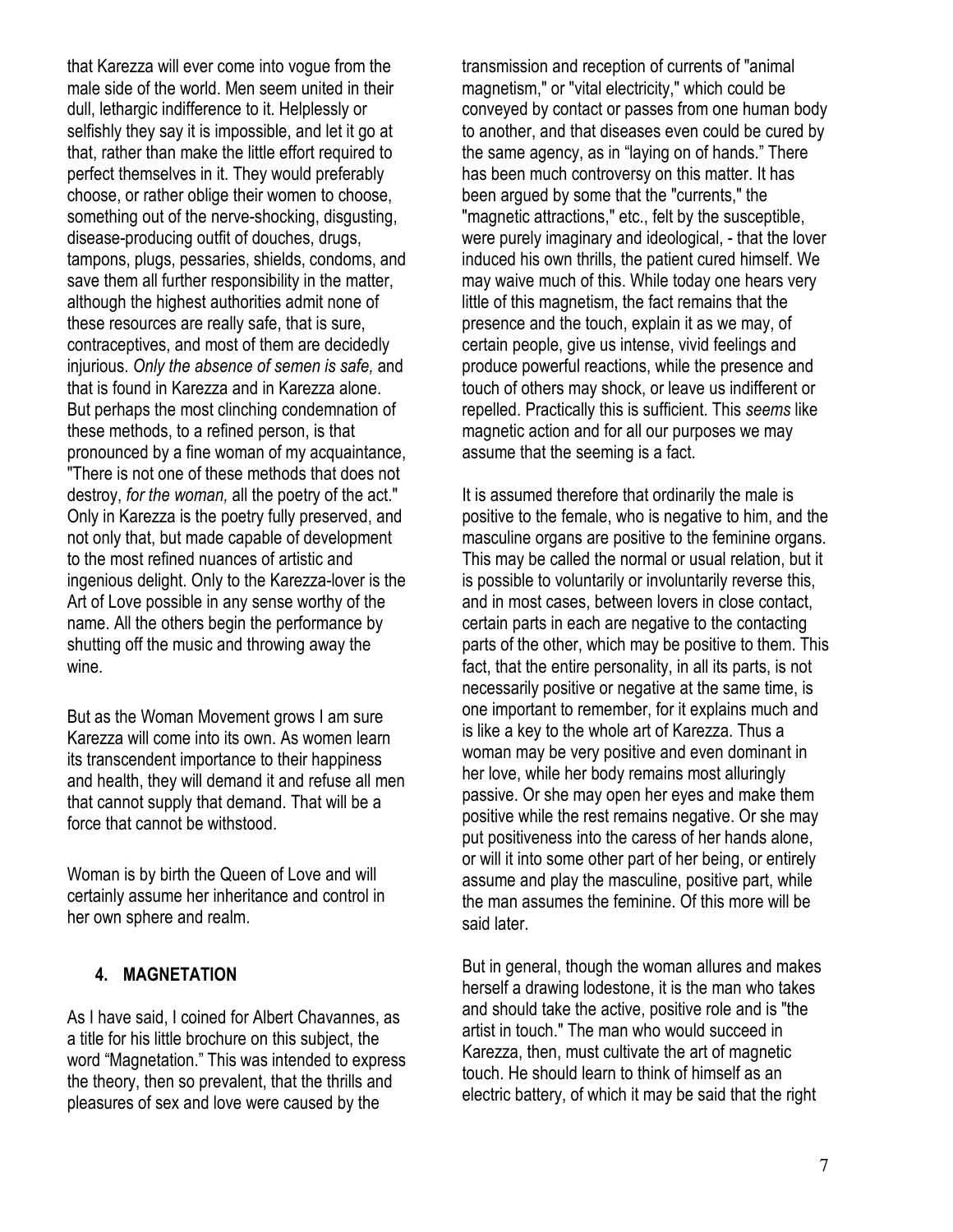that Karezza will ever come into vogue from the male side of the world. Men seem united in their dull, lethargic indifference to it. Helplessly or selfishly they say it is impossible, and let it go at that, rather than make the little effort required to perfect themselves in it. They would preferably choose, or rather oblige their women to choose, something out of the nerve-shocking, disgusting, disease-producing outfit of douches, drugs, tampons, plugs, pessaries, shields, condoms, and save them all further responsibility in the matter, although the highest authorities admit none of these resources are really safe, that is sure, contraceptives, and most of them are decidedly injurious. *Only the absence of semen is safe,* and that is found in Karezza and in Karezza alone. But perhaps the most clinching condemnation of these methods, to a refined person, is that pronounced by a fine woman of my acquaintance, "There is not one of these methods that does not destroy, *for the woman,* all the poetry of the act." Only in Karezza is the poetry fully preserved, and not only that, but made capable of development to the most refined nuances of artistic and ingenious delight. Only to the Karezza-lover is the Art of Love possible in any sense worthy of the name. All the others begin the performance by shutting off the music and throwing away the wine.

But as the Woman Movement grows I am sure Karezza will come into its own. As women learn its transcendent importance to their happiness and health, they will demand it and refuse all men that cannot supply that demand. That will be a force that cannot be withstood.

Woman is by birth the Queen of Love and will certainly assume her inheritance and control in her own sphere and realm.

## 4. MAGNETATION

As I have said, I coined for Albert Chavannes, as a title for his little brochure on this subject, the word "Magnetation." This was intended to express the theory, then so prevalent, that the thrills and pleasures of sex and love were caused by the transmission and reception of currents of "animal magnetism," or "vital electricity," which could be conveyed by contact or passes from one human body to another, and that diseases even could be cured by the same agency, as in "laying on of hands." There has been much controversy on this matter. It has been argued by some that the "currents," the "magnetic attractions," etc., felt by the susceptible, were purely imaginary and ideological, - that the lover induced his own thrills, the patient cured himself. We may waive much of this. While today one hears very little of this magnetism, the fact remains that the presence and the touch, explain it as we may, of certain people, give us intense, vivid feelings and produce powerful reactions, while the presence and touch of others may shock, or leave us indifferent or repelled. Practically this is sufficient. This *seems* like magnetic action and for all our purposes we may assume that the seeming is a fact.

It is assumed therefore that ordinarily the male is positive to the female, who is negative to him, and the masculine organs are positive to the feminine organs. This may be called the normal or usual relation, but it is possible to voluntarily or involuntarily reverse this, and in most cases, between lovers in close contact, certain parts in each are negative to the contacting parts of the other, which may be positive to them. This fact, that the entire personality, in all its parts, is not necessarily positive or negative at the same time, is one important to remember, for it explains much and is like a key to the whole art of Karezza. Thus a woman may be very positive and even dominant in her love, while her body remains most alluringly passive. Or she may open her eyes and make them positive while the rest remains negative. Or she may put positiveness into the caress of her hands alone, or will it into some other part of her being, or entirely assume and play the masculine, positive part, while the man assumes the feminine. Of this more will be said later.

But in general, though the woman allures and makes herself a drawing lodestone, it is the man who takes and should take the active, positive role and is "the artist in touch." The man who would succeed in Karezza, then, must cultivate the art of magnetic touch. He should learn to think of himself as an electric battery, of which it may be said that the right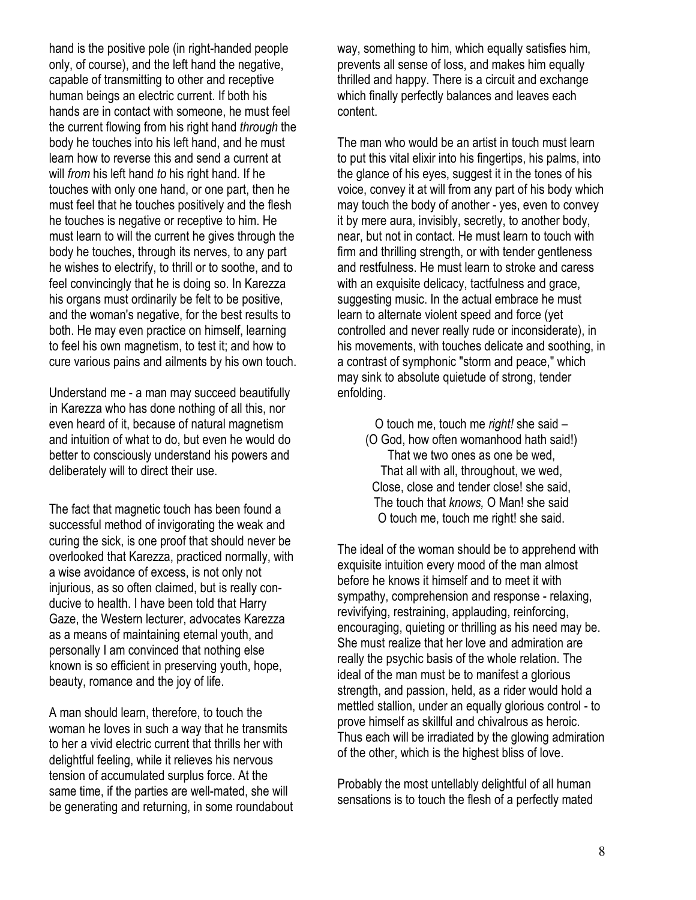hand is the positive pole (in right-handed people only, of course), and the left hand the negative, capable of transmitting to other and receptive human beings an electric current. If both his hands are in contact with someone, he must feel the current flowing from his right hand *through* the body he touches into his left hand, and he must learn how to reverse this and send a current at will *from* his left hand *to* his right hand. If he touches with only one hand, or one part, then he must feel that he touches positively and the flesh he touches is negative or receptive to him. He must learn to will the current he gives through the body he touches, through its nerves, to any part he wishes to electrify, to thrill or to soothe, and to feel convincingly that he is doing so. In Karezza his organs must ordinarily be felt to be positive, and the woman's negative, for the best results to both. He may even practice on himself, learning to feel his own magnetism, to test it; and how to cure various pains and ailments by his own touch.

Understand me - a man may succeed beautifully in Karezza who has done nothing of all this, nor even heard of it, because of natural magnetism and intuition of what to do, but even he would do better to consciously understand his powers and deliberately will to direct their use.

The fact that magnetic touch has been found a successful method of invigorating the weak and curing the sick, is one proof that should never be overlooked that Karezza, practiced normally, with a wise avoidance of excess, is not only not injurious, as so often claimed, but is really conducive to health. I have been told that Harry Gaze, the Western lecturer, advocates Karezza as a means of maintaining eternal youth, and personally I am convinced that nothing else known is so efficient in preserving youth, hope, beauty, romance and the joy of life.

A man should learn, therefore, to touch the woman he loves in such a way that he transmits to her a vivid electric current that thrills her with delightful feeling, while it relieves his nervous tension of accumulated surplus force. At the same time, if the parties are well-mated, she will be generating and returning, in some roundabout way, something to him, which equally satisfies him, prevents all sense of loss, and makes him equally thrilled and happy. There is a circuit and exchange which finally perfectly balances and leaves each content.

The man who would be an artist in touch must learn to put this vital elixir into his fingertips, his palms, into the glance of his eyes, suggest it in the tones of his voice, convey it at will from any part of his body which may touch the body of another - yes, even to convey it by mere aura, invisibly, secretly, to another body, near, but not in contact. He must learn to touch with firm and thrilling strength, or with tender gentleness and restfulness. He must learn to stroke and caress with an exquisite delicacy, tactfulness and grace, suggesting music. In the actual embrace he must learn to alternate violent speed and force (yet controlled and never really rude or inconsiderate), in his movements, with touches delicate and soothing, in a contrast of symphonic "storm and peace," which may sink to absolute quietude of strong, tender enfolding.

> O touch me, touch me *right!* she said –
> (O God, how often womanhood hath said!)
> That we two ones as one be wed,
> That all with all, throughout, we wed,
> Close, close and tender close! she said,
> The touch that *knows,* O Man! she said
> O touch me, touch me right! she said.

The ideal of the woman should be to apprehend with exquisite intuition every mood of the man almost before he knows it himself and to meet it with sympathy, comprehension and response - relaxing, revivifying, restraining, applauding, reinforcing, encouraging, quieting or thrilling as his need may be. She must realize that her love and admiration are really the psychic basis of the whole relation. The ideal of the man must be to manifest a glorious strength, and passion, held, as a rider would hold a mettled stallion, under an equally glorious control - to prove himself as skillful and chivalrous as heroic. Thus each will be irradiated by the glowing admiration of the other, which is the highest bliss of love.

Probably the most untellably delightful of all human sensations is to touch the flesh of a perfectly mated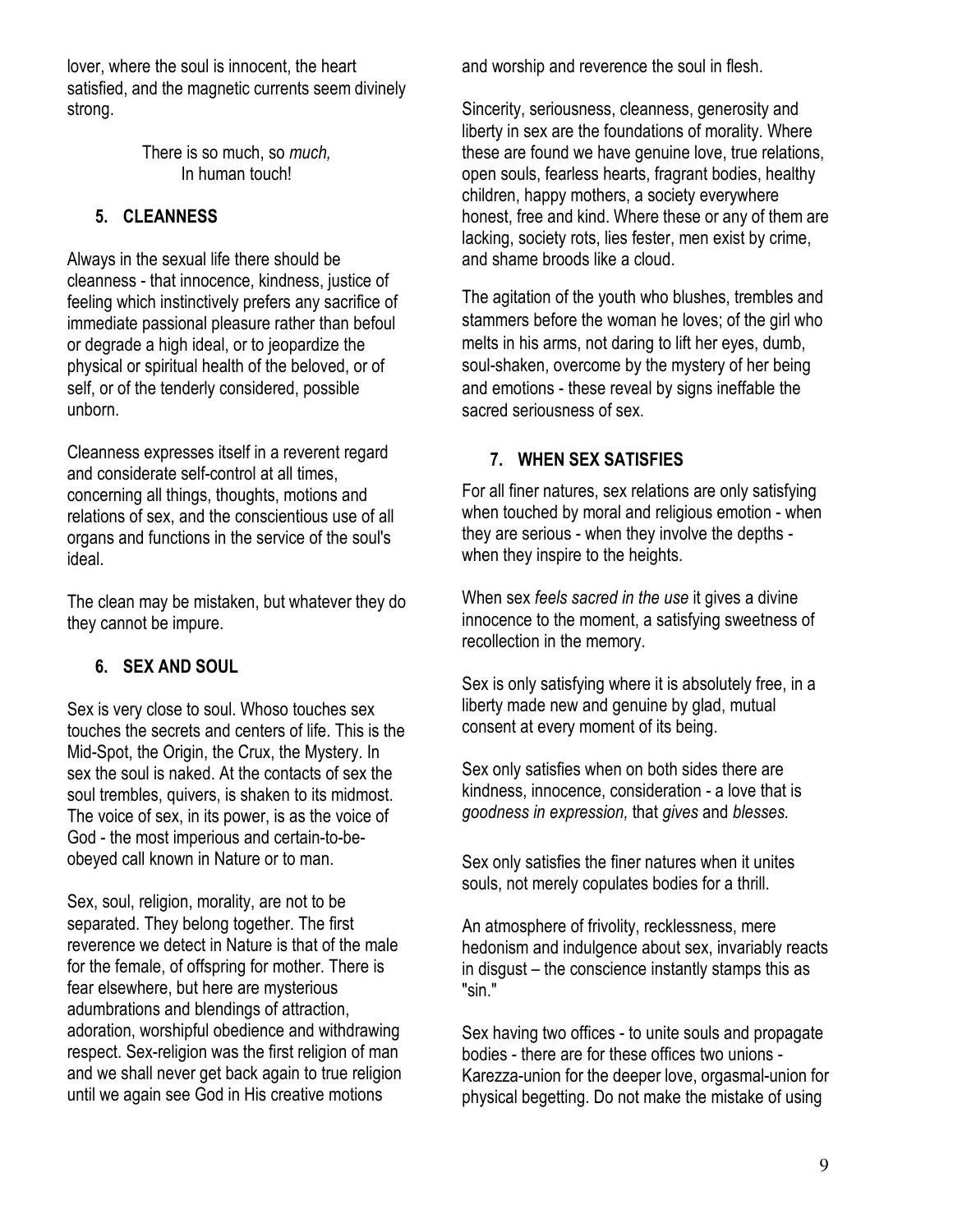lover, where the soul is innocent, the heart satisfied, and the magnetic currents seem divinely strong.

> There is so much, so *much,*
> In human touch!

### 5. CLEANNESS

Always in the sexual life there should be cleanness - that innocence, kindness, justice of feeling which instinctively prefers any sacrifice of immediate passional pleasure rather than befoul or degrade a high ideal, or to jeopardize the physical or spiritual health of the beloved, or of self, or of the tenderly considered, possible unborn.

Cleanness expresses itself in a reverent regard and considerate self-control at all times, concerning all things, thoughts, motions and relations of sex, and the conscientious use of all organs and functions in the service of the soul's ideal.

The clean may be mistaken, but whatever they do they cannot be impure.

### 6. SEX AND SOUL

Sex is very close to soul. Whoso touches sex touches the secrets and centers of life. This is the Mid-Spot, the Origin, the Crux, the Mystery. In sex the soul is naked. At the contacts of sex the soul trembles, quivers, is shaken to its midmost. The voice of sex, in its power, is as the voice of God - the most imperious and certain-to-be-obeyed call known in Nature or to man.

Sex, soul, religion, morality, are not to be separated. They belong together. The first reverence we detect in Nature is that of the male for the female, of offspring for mother. There is fear elsewhere, but here are mysterious adumbrations and blendings of attraction, adoration, worshipful obedience and withdrawing respect. Sex-religion was the first religion of man and we shall never get back again to true religion until we again see God in His creative motions and worship and reverence the soul in flesh.

Sincerity, seriousness, cleanness, generosity and liberty in sex are the foundations of morality. Where these are found we have genuine love, true relations, open souls, fearless hearts, fragrant bodies, healthy children, happy mothers, a society everywhere honest, free and kind. Where these or any of them are lacking, society rots, lies fester, men exist by crime, and shame broods like a cloud.

The agitation of the youth who blushes, trembles and stammers before the woman he loves; of the girl who melts in his arms, not daring to lift her eyes, dumb, soul-shaken, overcome by the mystery of her being and emotions - these reveal by signs ineffable the sacred seriousness of sex.

### 7. WHEN SEX SATISFIES

For all finer natures, sex relations are only satisfying when touched by moral and religious emotion - when they are serious - when they involve the depths - when they inspire to the heights.

When sex *feels sacred in the use* it gives a divine innocence to the moment, a satisfying sweetness of recollection in the memory.

Sex is only satisfying where it is absolutely free, in a liberty made new and genuine by glad, mutual consent at every moment of its being.

Sex only satisfies when on both sides there are kindness, innocence, consideration - a love that is *goodness in expression,* that *gives* and *blesses.*

Sex only satisfies the finer natures when it unites souls, not merely copulates bodies for a thrill.

An atmosphere of frivolity, recklessness, mere hedonism and indulgence about sex, invariably reacts in disgust – the conscience instantly stamps this as "sin."

Sex having two offices - to unite souls and propagate bodies - there are for these offices two unions - Karezza-union for the deeper love, orgasmal-union for physical begetting. Do not make the mistake of using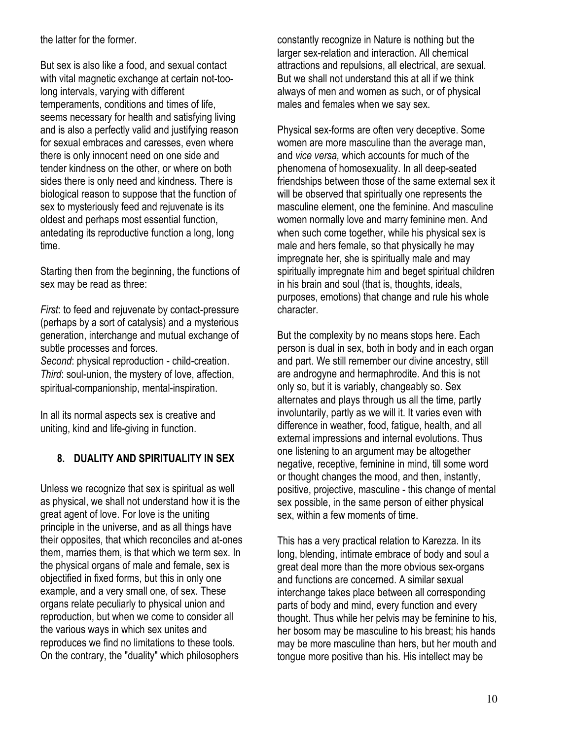the latter for the former.

But sex is also like a food, and sexual contact with vital magnetic exchange at certain not-too-long intervals, varying with different temperaments, conditions and times of life, seems necessary for health and satisfying living and is also a perfectly valid and justifying reason for sexual embraces and caresses, even where there is only innocent need on one side and tender kindness on the other, or where on both sides there is only need and kindness. There is biological reason to suppose that the function of sex to mysteriously feed and rejuvenate is its oldest and perhaps most essential function, antedating its reproductive function a long, long time.

Starting then from the beginning, the functions of sex may be read as three:

*First*: to feed and rejuvenate by contact-pressure (perhaps by a sort of catalysis) and a mysterious generation, interchange and mutual exchange of subtle processes and forces.
*Second*: physical reproduction - child-creation.
*Third*: soul-union, the mystery of love, affection, spiritual-companionship, mental-inspiration.

In all its normal aspects sex is creative and uniting, kind and life-giving in function.

## 8. DUALITY AND SPIRITUALITY IN SEX

Unless we recognize that sex is spiritual as well as physical, we shall not understand how it is the great agent of love. For love is the uniting principle in the universe, and as all things have their opposites, that which reconciles and at-ones them, marries them, is that which we term sex. In the physical organs of male and female, sex is objectified in fixed forms, but this in only one example, and a very small one, of sex. These organs relate peculiarly to physical union and reproduction, but when we come to consider all the various ways in which sex unites and reproduces we find no limitations to these tools. On the contrary, the "duality" which philosophers constantly recognize in Nature is nothing but the larger sex-relation and interaction. All chemical attractions and repulsions, all electrical, are sexual. But we shall not understand this at all if we think always of men and women as such, or of physical males and females when we say sex.

Physical sex-forms are often very deceptive. Some women are more masculine than the average man, and *vice versa,* which accounts for much of the phenomena of homosexuality. In all deep-seated friendships between those of the same external sex it will be observed that spiritually one represents the masculine element, one the feminine. And masculine women normally love and marry feminine men. And when such come together, while his physical sex is male and hers female, so that physically he may impregnate her, she is spiritually male and may spiritually impregnate him and beget spiritual children in his brain and soul (that is, thoughts, ideals, purposes, emotions) that change and rule his whole character.

But the complexity by no means stops here. Each person is dual in sex, both in body and in each organ and part. We still remember our divine ancestry, still are androgyne and hermaphrodite. And this is not only so, but it is variably, changeably so. Sex alternates and plays through us all the time, partly involuntarily, partly as we will it. It varies even with difference in weather, food, fatigue, health, and all external impressions and internal evolutions. Thus one listening to an argument may be altogether negative, receptive, feminine in mind, till some word or thought changes the mood, and then, instantly, positive, projective, masculine - this change of mental sex possible, in the same person of either physical sex, within a few moments of time.

This has a very practical relation to Karezza. In its long, blending, intimate embrace of body and soul a great deal more than the more obvious sex-organs and functions are concerned. A similar sexual interchange takes place between all corresponding parts of body and mind, every function and every thought. Thus while her pelvis may be feminine to his, her bosom may be masculine to his breast; his hands may be more masculine than hers, but her mouth and tongue more positive than his. His intellect may be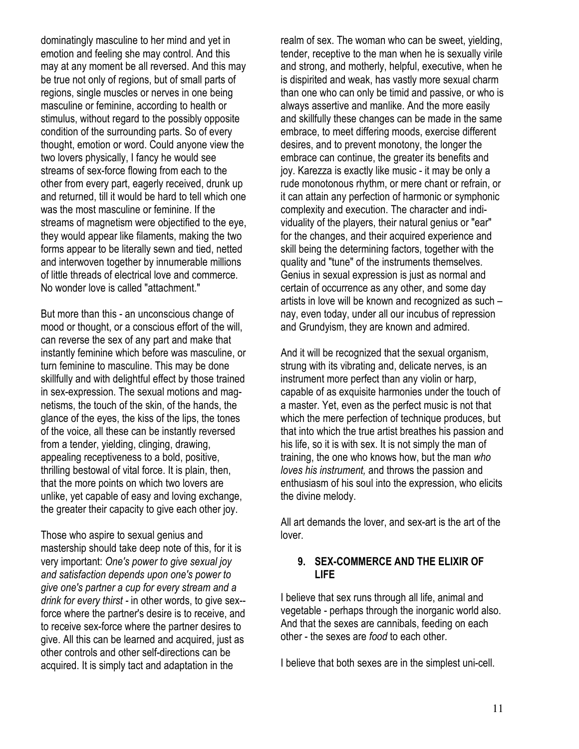dominatingly masculine to her mind and yet in emotion and feeling she may control. And this may at any moment be all reversed. And this may be true not only of regions, but of small parts of regions, single muscles or nerves in one being masculine or feminine, according to health or stimulus, without regard to the possibly opposite condition of the surrounding parts. So of every thought, emotion or word. Could anyone view the two lovers physically, I fancy he would see streams of sex-force flowing from each to the other from every part, eagerly received, drunk up and returned, till it would be hard to tell which one was the most masculine or feminine. If the streams of magnetism were objectified to the eye, they would appear like filaments, making the two forms appear to be literally sewn and tied, netted and interwoven together by innumerable millions of little threads of electrical love and commerce. No wonder love is called "attachment."

But more than this - an unconscious change of mood or thought, or a conscious effort of the will, can reverse the sex of any part and make that instantly feminine which before was masculine, or turn feminine to masculine. This may be done skillfully and with delightful effect by those trained in sex-expression. The sexual motions and magnetisms, the touch of the skin, of the hands, the glance of the eyes, the kiss of the lips, the tones of the voice, all these can be instantly reversed from a tender, yielding, clinging, drawing, appealing receptiveness to a bold, positive, thrilling bestowal of vital force. It is plain, then, that the more points on which two lovers are unlike, yet capable of easy and loving exchange, the greater their capacity to give each other joy.

Those who aspire to sexual genius and mastership should take deep note of this, for it is very important: *One's power to give sexual joy and satisfaction depends upon one's power to give one's partner a cup for every stream and a drink for every thirst* - in other words, to give sex--force where the partner's desire is to receive, and to receive sex-force where the partner desires to give. All this can be learned and acquired, just as other controls and other self-directions can be acquired. It is simply tact and adaptation in the realm of sex. The woman who can be sweet, yielding, tender, receptive to the man when he is sexually virile and strong, and motherly, helpful, executive, when he is dispirited and weak, has vastly more sexual charm than one who can only be timid and passive, or who is always assertive and manlike. And the more easily and skillfully these changes can be made in the same embrace, to meet differing moods, exercise different desires, and to prevent monotony, the longer the embrace can continue, the greater its benefits and joy. Karezza is exactly like music - it may be only a rude monotonous rhythm, or mere chant or refrain, or it can attain any perfection of harmonic or symphonic complexity and execution. The character and individuality of the players, their natural genius or "ear" for the changes, and their acquired experience and skill being the determining factors, together with the quality and "tune" of the instruments themselves. Genius in sexual expression is just as normal and certain of occurrence as any other, and some day artists in love will be known and recognized as such – nay, even today, under all our incubus of repression and Grundyism, they are known and admired.

And it will be recognized that the sexual organism, strung with its vibrating and, delicate nerves, is an instrument more perfect than any violin or harp, capable of as exquisite harmonies under the touch of a master. Yet, even as the perfect music is not that which the mere perfection of technique produces, but that into which the true artist breathes his passion and his life, so it is with sex. It is not simply the man of training, the one who knows how, but the man *who loves his instrument,* and throws the passion and enthusiasm of his soul into the expression, who elicits the divine melody.

All art demands the lover, and sex-art is the art of the lover.

## 9. SEX-COMMERCE AND THE ELIXIR OF LIFE

I believe that sex runs through all life, animal and vegetable - perhaps through the inorganic world also. And that the sexes are cannibals, feeding on each other - the sexes are *food* to each other.

I believe that both sexes are in the simplest uni-cell.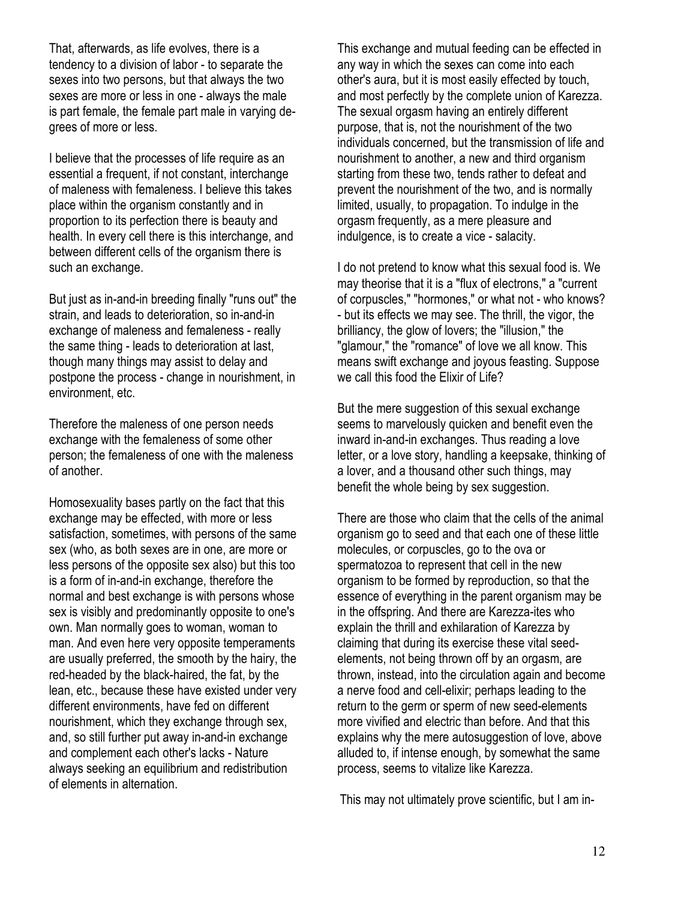That, afterwards, as life evolves, there is a tendency to a division of labor - to separate the sexes into two persons, but that always the two sexes are more or less in one - always the male is part female, the female part male in varying degrees of more or less.

I believe that the processes of life require as an essential a frequent, if not constant, interchange of maleness with femaleness. I believe this takes place within the organism constantly and in proportion to its perfection there is beauty and health. In every cell there is this interchange, and between different cells of the organism there is such an exchange.

But just as in-and-in breeding finally "runs out" the strain, and leads to deterioration, so in-and-in exchange of maleness and femaleness - really the same thing - leads to deterioration at last, though many things may assist to delay and postpone the process - change in nourishment, in environment, etc.

Therefore the maleness of one person needs exchange with the femaleness of some other person; the femaleness of one with the maleness of another.

Homosexuality bases partly on the fact that this exchange may be effected, with more or less satisfaction, sometimes, with persons of the same sex (who, as both sexes are in one, are more or less persons of the opposite sex also) but this too is a form of in-and-in exchange, therefore the normal and best exchange is with persons whose sex is visibly and predominantly opposite to one's own. Man normally goes to woman, woman to man. And even here very opposite temperaments are usually preferred, the smooth by the hairy, the red-headed by the black-haired, the fat, by the lean, etc., because these have existed under very different environments, have fed on different nourishment, which they exchange through sex, and, so still further put away in-and-in exchange and complement each other's lacks - Nature always seeking an equilibrium and redistribution of elements in alternation.

This exchange and mutual feeding can be effected in any way in which the sexes can come into each other's aura, but it is most easily effected by touch, and most perfectly by the complete union of Karezza. The sexual orgasm having an entirely different purpose, that is, not the nourishment of the two individuals concerned, but the transmission of life and nourishment to another, a new and third organism starting from these two, tends rather to defeat and prevent the nourishment of the two, and is normally limited, usually, to propagation. To indulge in the orgasm frequently, as a mere pleasure and indulgence, is to create a vice - salacity.

I do not pretend to know what this sexual food is. We may theorise that it is a "flux of electrons," a "current of corpuscles," "hormones," or what not - who knows? - but its effects we may see. The thrill, the vigor, the brilliancy, the glow of lovers; the "illusion," the "glamour," the "romance" of love we all know. This means swift exchange and joyous feasting. Suppose we call this food the Elixir of Life?

But the mere suggestion of this sexual exchange seems to marvelously quicken and benefit even the inward in-and-in exchanges. Thus reading a love letter, or a love story, handling a keepsake, thinking of a lover, and a thousand other such things, may benefit the whole being by sex suggestion.

There are those who claim that the cells of the animal organism go to seed and that each one of these little molecules, or corpuscles, go to the ova or spermatozoa to represent that cell in the new organism to be formed by reproduction, so that the essence of everything in the parent organism may be in the offspring. And there are Karezza-ites who explain the thrill and exhilaration of Karezza by claiming that during its exercise these vital seed-elements, not being thrown off by an orgasm, are thrown, instead, into the circulation again and become a nerve food and cell-elixir; perhaps leading to the return to the germ or sperm of new seed-elements more vivified and electric than before. And that this explains why the mere autosuggestion of love, above alluded to, if intense enough, by somewhat the same process, seems to vitalize like Karezza.

This may not ultimately prove scientific, but I am in-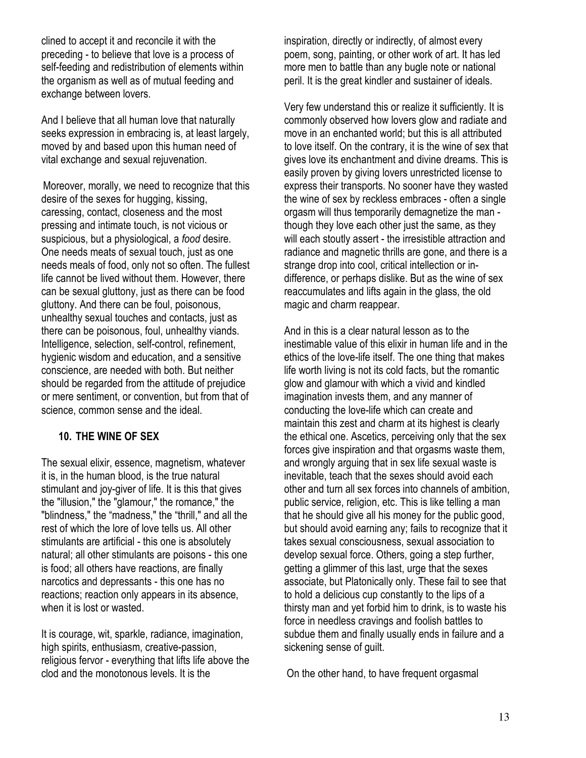clined to accept it and reconcile it with the preceding - to believe that love is a process of self-feeding and redistribution of elements within the organism as well as of mutual feeding and exchange between lovers.

And I believe that all human love that naturally seeks expression in embracing is, at least largely, moved by and based upon this human need of vital exchange and sexual rejuvenation.

Moreover, morally, we need to recognize that this desire of the sexes for hugging, kissing, caressing, contact, closeness and the most pressing and intimate touch, is not vicious or suspicious, but a physiological, a *food* desire. One needs meats of sexual touch, just as one needs meals of food, only not so often. The fullest life cannot be lived without them. However, there can be sexual gluttony, just as there can be food gluttony. And there can be foul, poisonous, unhealthy sexual touches and contacts, just as there can be poisonous, foul, unhealthy viands. Intelligence, selection, self-control, refinement, hygienic wisdom and education, and a sensitive conscience, are needed with both. But neither should be regarded from the attitude of prejudice or mere sentiment, or convention, but from that of science, common sense and the ideal.

## 10. THE WINE OF SEX

The sexual elixir, essence, magnetism, whatever it is, in the human blood, is the true natural stimulant and joy-giver of life. It is this that gives the "illusion," the "glamour," the romance," the "blindness," the "madness," the "thrill," and all the rest of which the lore of love tells us. All other stimulants are artificial - this one is absolutely natural; all other stimulants are poisons - this one is food; all others have reactions, are finally narcotics and depressants - this one has no reactions; reaction only appears in its absence, when it is lost or wasted.

It is courage, wit, sparkle, radiance, imagination, high spirits, enthusiasm, creative-passion, religious fervor - everything that lifts life above the clod and the monotonous levels. It is the inspiration, directly or indirectly, of almost every poem, song, painting, or other work of art. It has led more men to battle than any bugle note or national peril. It is the great kindler and sustainer of ideals.

Very few understand this or realize it sufficiently. It is commonly observed how lovers glow and radiate and move in an enchanted world; but this is all attributed to love itself. On the contrary, it is the wine of sex that gives love its enchantment and divine dreams. This is easily proven by giving lovers unrestricted license to express their transports. No sooner have they wasted the wine of sex by reckless embraces - often a single orgasm will thus temporarily demagnetize the man - though they love each other just the same, as they will each stoutly assert - the irresistible attraction and radiance and magnetic thrills are gone, and there is a strange drop into cool, critical intellection or indifference, or perhaps dislike. But as the wine of sex reaccumulates and lifts again in the glass, the old magic and charm reappear.

And in this is a clear natural lesson as to the inestimable value of this elixir in human life and in the ethics of the love-life itself. The one thing that makes life worth living is not its cold facts, but the romantic glow and glamour with which a vivid and kindled imagination invests them, and any manner of conducting the love-life which can create and maintain this zest and charm at its highest is clearly the ethical one. Ascetics, perceiving only that the sex forces give inspiration and that orgasms waste them, and wrongly arguing that in sex life sexual waste is inevitable, teach that the sexes should avoid each other and turn all sex forces into channels of ambition, public service, religion, etc. This is like telling a man that he should give all his money for the public good, but should avoid earning any; fails to recognize that it takes sexual consciousness, sexual association to develop sexual force. Others, going a step further, getting a glimmer of this last, urge that the sexes associate, but Platonically only. These fail to see that to hold a delicious cup constantly to the lips of a thirsty man and yet forbid him to drink, is to waste his force in needless cravings and foolish battles to subdue them and finally usually ends in failure and a sickening sense of guilt.

On the other hand, to have frequent orgasmal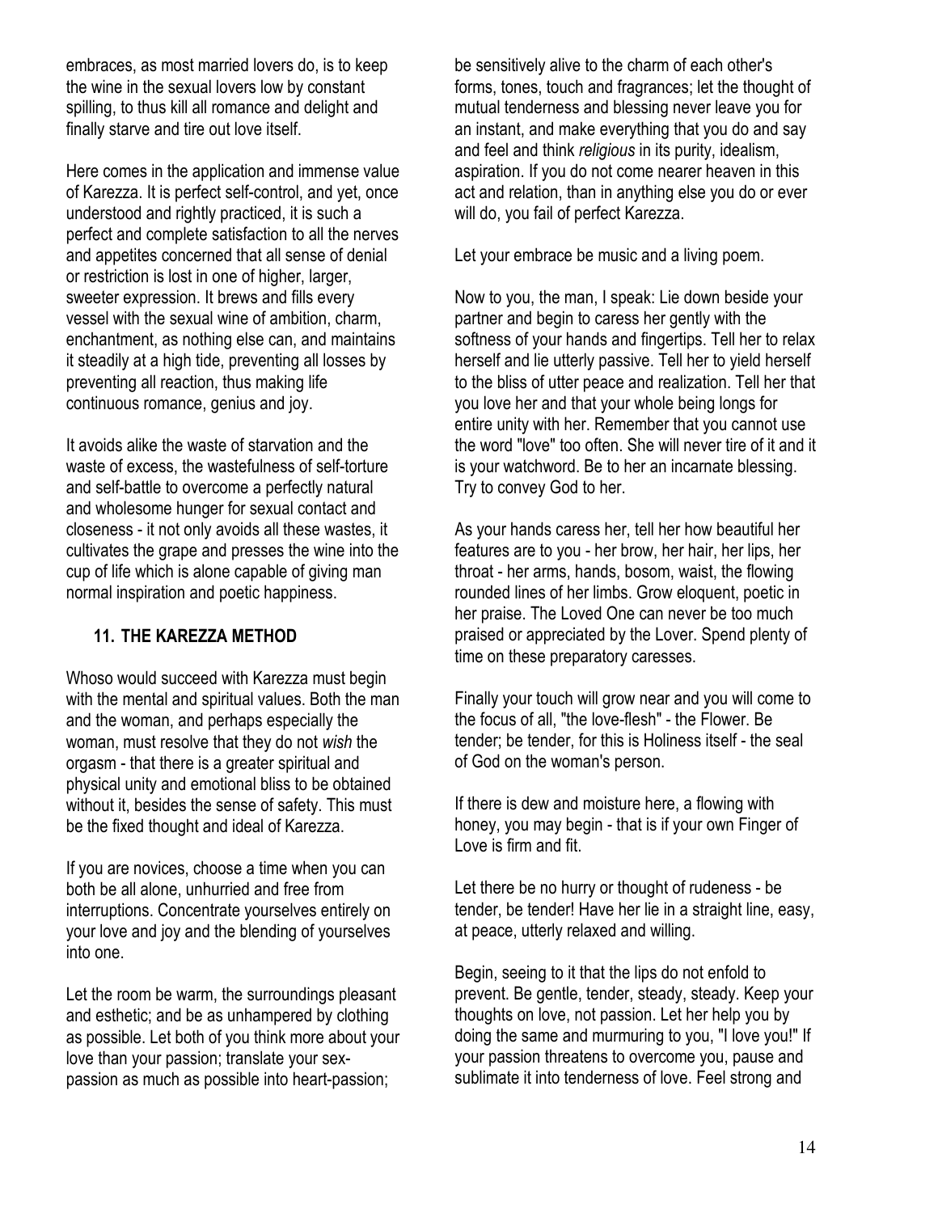embraces, as most married lovers do, is to keep the wine in the sexual lovers low by constant spilling, to thus kill all romance and delight and finally starve and tire out love itself.

Here comes in the application and immense value of Karezza. It is perfect self-control, and yet, once understood and rightly practiced, it is such a perfect and complete satisfaction to all the nerves and appetites concerned that all sense of denial or restriction is lost in one of higher, larger, sweeter expression. It brews and fills every vessel with the sexual wine of ambition, charm, enchantment, as nothing else can, and maintains it steadily at a high tide, preventing all losses by preventing all reaction, thus making life continuous romance, genius and joy.

It avoids alike the waste of starvation and the waste of excess, the wastefulness of self-torture and self-battle to overcome a perfectly natural and wholesome hunger for sexual contact and closeness - it not only avoids all these wastes, it cultivates the grape and presses the wine into the cup of life which is alone capable of giving man normal inspiration and poetic happiness.

## 11. THE KAREZZA METHOD

Whoso would succeed with Karezza must begin with the mental and spiritual values. Both the man and the woman, and perhaps especially the woman, must resolve that they do not *wish* the orgasm - that there is a greater spiritual and physical unity and emotional bliss to be obtained without it, besides the sense of safety. This must be the fixed thought and ideal of Karezza.

If you are novices, choose a time when you can both be all alone, unhurried and free from interruptions. Concentrate yourselves entirely on your love and joy and the blending of yourselves into one.

Let the room be warm, the surroundings pleasant and esthetic; and be as unhampered by clothing as possible. Let both of you think more about your love than your passion; translate your sex-passion as much as possible into heart-passion; be sensitively alive to the charm of each other's forms, tones, touch and fragrances; let the thought of mutual tenderness and blessing never leave you for an instant, and make everything that you do and say and feel and think *religious* in its purity, idealism, aspiration. If you do not come nearer heaven in this act and relation, than in anything else you do or ever will do, you fail of perfect Karezza.

Let your embrace be music and a living poem.

Now to you, the man, I speak: Lie down beside your partner and begin to caress her gently with the softness of your hands and fingertips. Tell her to relax herself and lie utterly passive. Tell her to yield herself to the bliss of utter peace and realization. Tell her that you love her and that your whole being longs for entire unity with her. Remember that you cannot use the word "love" too often. She will never tire of it and it is your watchword. Be to her an incarnate blessing. Try to convey God to her.

As your hands caress her, tell her how beautiful her features are to you - her brow, her hair, her lips, her throat - her arms, hands, bosom, waist, the flowing rounded lines of her limbs. Grow eloquent, poetic in her praise. The Loved One can never be too much praised or appreciated by the Lover. Spend plenty of time on these preparatory caresses.

Finally your touch will grow near and you will come to the focus of all, "the love-flesh" - the Flower. Be tender; be tender, for this is Holiness itself - the seal of God on the woman's person.

If there is dew and moisture here, a flowing with honey, you may begin - that is if your own Finger of Love is firm and fit.

Let there be no hurry or thought of rudeness - be tender, be tender! Have her lie in a straight line, easy, at peace, utterly relaxed and willing.

Begin, seeing to it that the lips do not enfold to prevent. Be gentle, tender, steady, steady. Keep your thoughts on love, not passion. Let her help you by doing the same and murmuring to you, "I love you!" If your passion threatens to overcome you, pause and sublimate it into tenderness of love. Feel strong and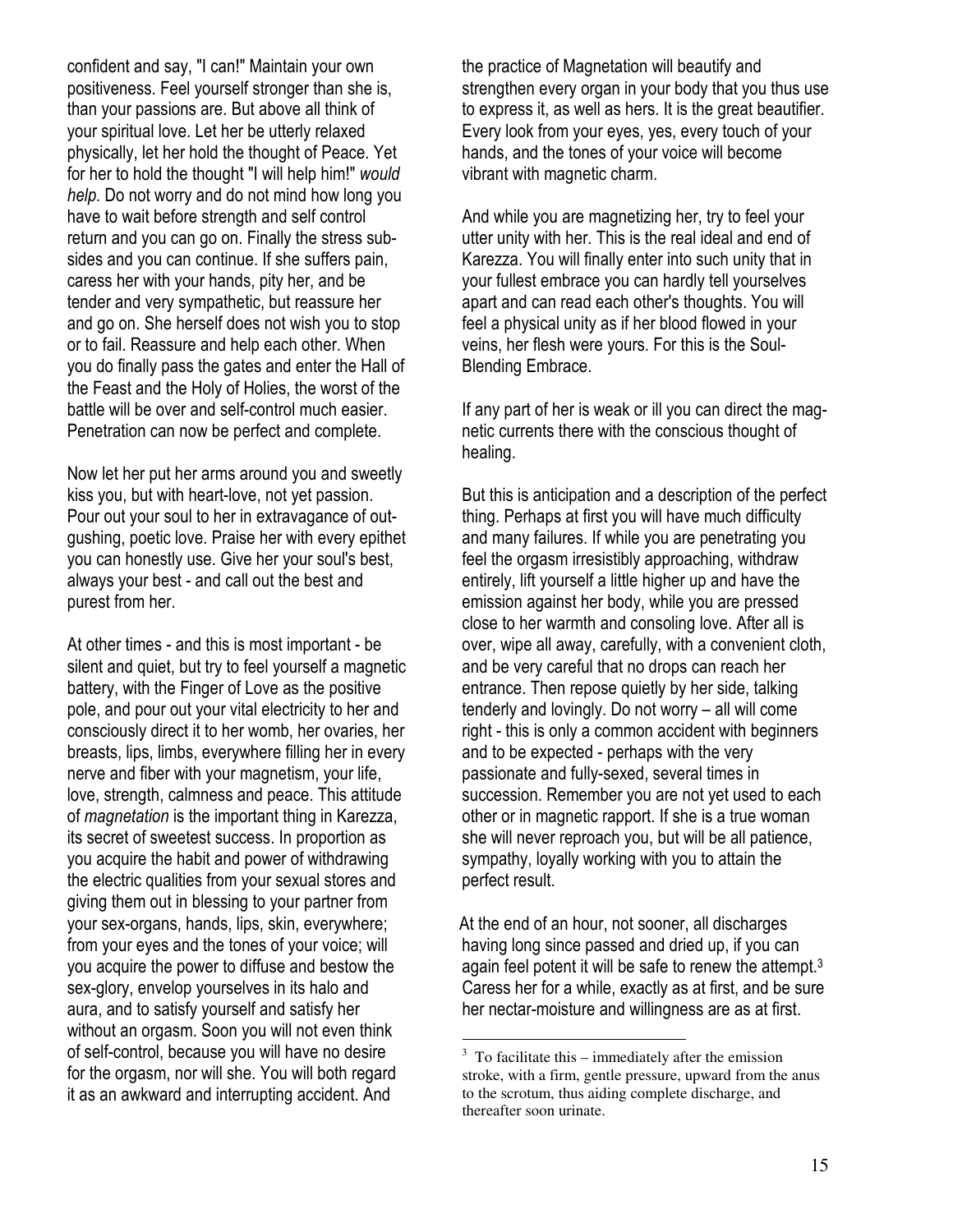confident and say, "I can!" Maintain your own positiveness. Feel yourself stronger than she is, than your passions are. But above all think of your spiritual love. Let her be utterly relaxed physically, let her hold the thought of Peace. Yet for her to hold the thought "I will help him!" *would help.* Do not worry and do not mind how long you have to wait before strength and self control return and you can go on. Finally the stress subsides and you can continue. If she suffers pain, caress her with your hands, pity her, and be tender and very sympathetic, but reassure her and go on. She herself does not wish you to stop or to fail. Reassure and help each other. When you do finally pass the gates and enter the Hall of the Feast and the Holy of Holies, the worst of the battle will be over and self-control much easier. Penetration can now be perfect and complete.

Now let her put her arms around you and sweetly kiss you, but with heart-love, not yet passion. Pour out your soul to her in extravagance of outgushing, poetic love. Praise her with every epithet you can honestly use. Give her your soul's best, always your best - and call out the best and purest from her.

At other times - and this is most important - be silent and quiet, but try to feel yourself a magnetic battery, with the Finger of Love as the positive pole, and pour out your vital electricity to her and consciously direct it to her womb, her ovaries, her breasts, lips, limbs, everywhere filling her in every nerve and fiber with your magnetism, your life, love, strength, calmness and peace. This attitude of *magnetation* is the important thing in Karezza, its secret of sweetest success. In proportion as you acquire the habit and power of withdrawing the electric qualities from your sexual stores and giving them out in blessing to your partner from your sex-organs, hands, lips, skin, everywhere; from your eyes and the tones of your voice; will you acquire the power to diffuse and bestow the sex-glory, envelop yourselves in its halo and aura, and to satisfy yourself and satisfy her without an orgasm. Soon you will not even think of self-control, because you will have no desire for the orgasm, nor will she. You will both regard it as an awkward and interrupting accident. And the practice of Magnetation will beautify and strengthen every organ in your body that you thus use to express it, as well as hers. It is the great beautifier. Every look from your eyes, yes, every touch of your hands, and the tones of your voice will become vibrant with magnetic charm.

And while you are magnetizing her, try to feel your utter unity with her. This is the real ideal and end of Karezza. You will finally enter into such unity that in your fullest embrace you can hardly tell yourselves apart and can read each other's thoughts. You will feel a physical unity as if her blood flowed in your veins, her flesh were yours. For this is the Soul-Blending Embrace.

If any part of her is weak or ill you can direct the magnetic currents there with the conscious thought of healing.

But this is anticipation and a description of the perfect thing. Perhaps at first you will have much difficulty and many failures. If while you are penetrating you feel the orgasm irresistibly approaching, withdraw entirely, lift yourself a little higher up and have the emission against her body, while you are pressed close to her warmth and consoling love. After all is over, wipe all away, carefully, with a convenient cloth, and be very careful that no drops can reach her entrance. Then repose quietly by her side, talking tenderly and lovingly. Do not worry – all will come right - this is only a common accident with beginners and to be expected - perhaps with the very passionate and fully-sexed, several times in succession. Remember you are not yet used to each other or in magnetic rapport. If she is a true woman she will never reproach you, but will be all patience, sympathy, loyally working with you to attain the perfect result.

At the end of an hour, not sooner, all discharges having long since passed and dried up, if you can again feel potent it will be safe to renew the attempt.[3] Caress her for a while, exactly as at first, and be sure her nectar-moisture and willingness are as at first.

---

[3] To facilitate this – immediately after the emission stroke, with a firm, gentle pressure, upward from the anus to the scrotum, thus aiding complete discharge, and thereafter soon urinate.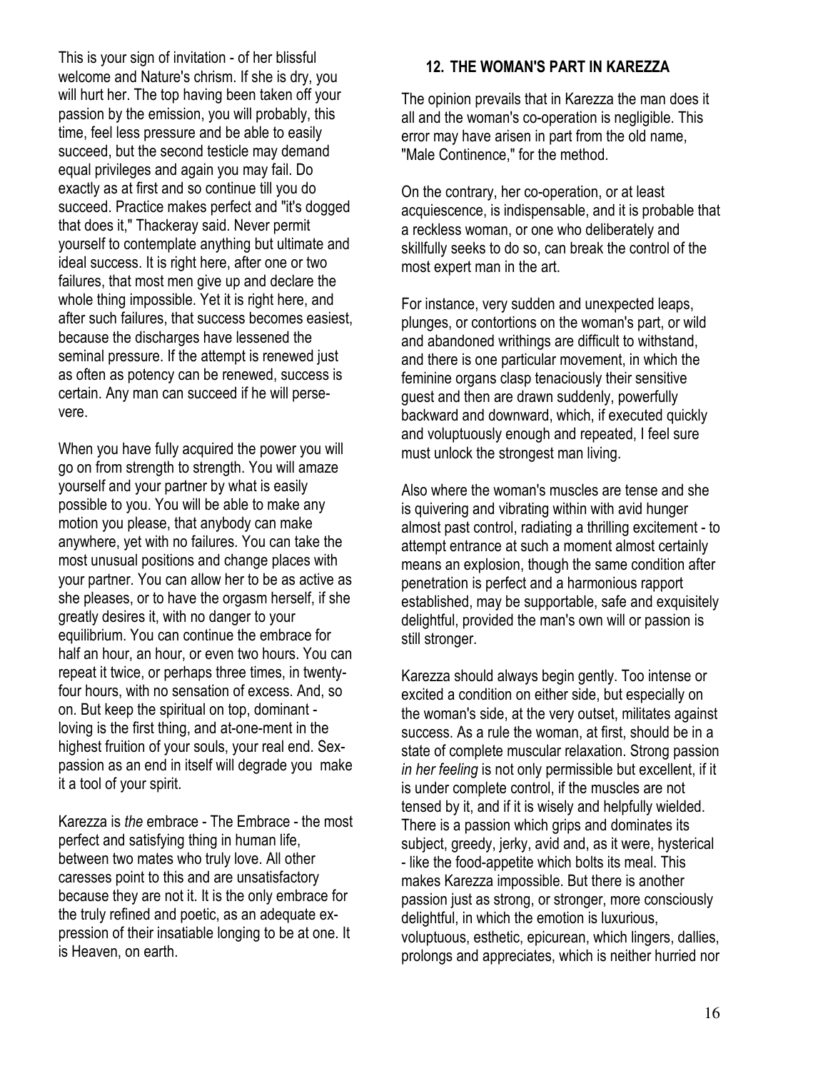This is your sign of invitation - of her blissful welcome and Nature's chrism. If she is dry, you will hurt her. The top having been taken off your passion by the emission, you will probably, this time, feel less pressure and be able to easily succeed, but the second testicle may demand equal privileges and again you may fail. Do exactly as at first and so continue till you do succeed. Practice makes perfect and "it's dogged that does it," Thackeray said. Never permit yourself to contemplate anything but ultimate and ideal success. It is right here, after one or two failures, that most men give up and declare the whole thing impossible. Yet it is right here, and after such failures, that success becomes easiest, because the discharges have lessened the seminal pressure. If the attempt is renewed just as often as potency can be renewed, success is certain. Any man can succeed if he will persevere.

When you have fully acquired the power you will go on from strength to strength. You will amaze yourself and your partner by what is easily possible to you. You will be able to make any motion you please, that anybody can make anywhere, yet with no failures. You can take the most unusual positions and change places with your partner. You can allow her to be as active as she pleases, or to have the orgasm herself, if she greatly desires it, with no danger to your equilibrium. You can continue the embrace for half an hour, an hour, or even two hours. You can repeat it twice, or perhaps three times, in twenty-four hours, with no sensation of excess. And, so on. But keep the spiritual on top, dominant - loving is the first thing, and at-one-ment in the highest fruition of your souls, your real end. Sex-passion as an end in itself will degrade you make it a tool of your spirit.

Karezza is *the* embrace - The Embrace - the most perfect and satisfying thing in human life, between two mates who truly love. All other caresses point to this and are unsatisfactory because they are not it. It is the only embrace for the truly refined and poetic, as an adequate expression of their insatiable longing to be at one. It is Heaven, on earth.

## 12. THE WOMAN'S PART IN KAREZZA

The opinion prevails that in Karezza the man does it all and the woman's co-operation is negligible. This error may have arisen in part from the old name, "Male Continence," for the method.

On the contrary, her co-operation, or at least acquiescence, is indispensable, and it is probable that a reckless woman, or one who deliberately and skillfully seeks to do so, can break the control of the most expert man in the art.

For instance, very sudden and unexpected leaps, plunges, or contortions on the woman's part, or wild and abandoned writhings are difficult to withstand, and there is one particular movement, in which the feminine organs clasp tenaciously their sensitive guest and then are drawn suddenly, powerfully backward and downward, which, if executed quickly and voluptuously enough and repeated, I feel sure must unlock the strongest man living.

Also where the woman's muscles are tense and she is quivering and vibrating within with avid hunger almost past control, radiating a thrilling excitement - to attempt entrance at such a moment almost certainly means an explosion, though the same condition after penetration is perfect and a harmonious rapport established, may be supportable, safe and exquisitely delightful, provided the man's own will or passion is still stronger.

Karezza should always begin gently. Too intense or excited a condition on either side, but especially on the woman's side, at the very outset, militates against success. As a rule the woman, at first, should be in a state of complete muscular relaxation. Strong passion *in her feeling* is not only permissible but excellent, if it is under complete control, if the muscles are not tensed by it, and if it is wisely and helpfully wielded. There is a passion which grips and dominates its subject, greedy, jerky, avid and, as it were, hysterical - like the food-appetite which bolts its meal. This makes Karezza impossible. But there is another passion just as strong, or stronger, more consciously delightful, in which the emotion is luxurious, voluptuous, esthetic, epicurean, which lingers, dallies, prolongs and appreciates, which is neither hurried nor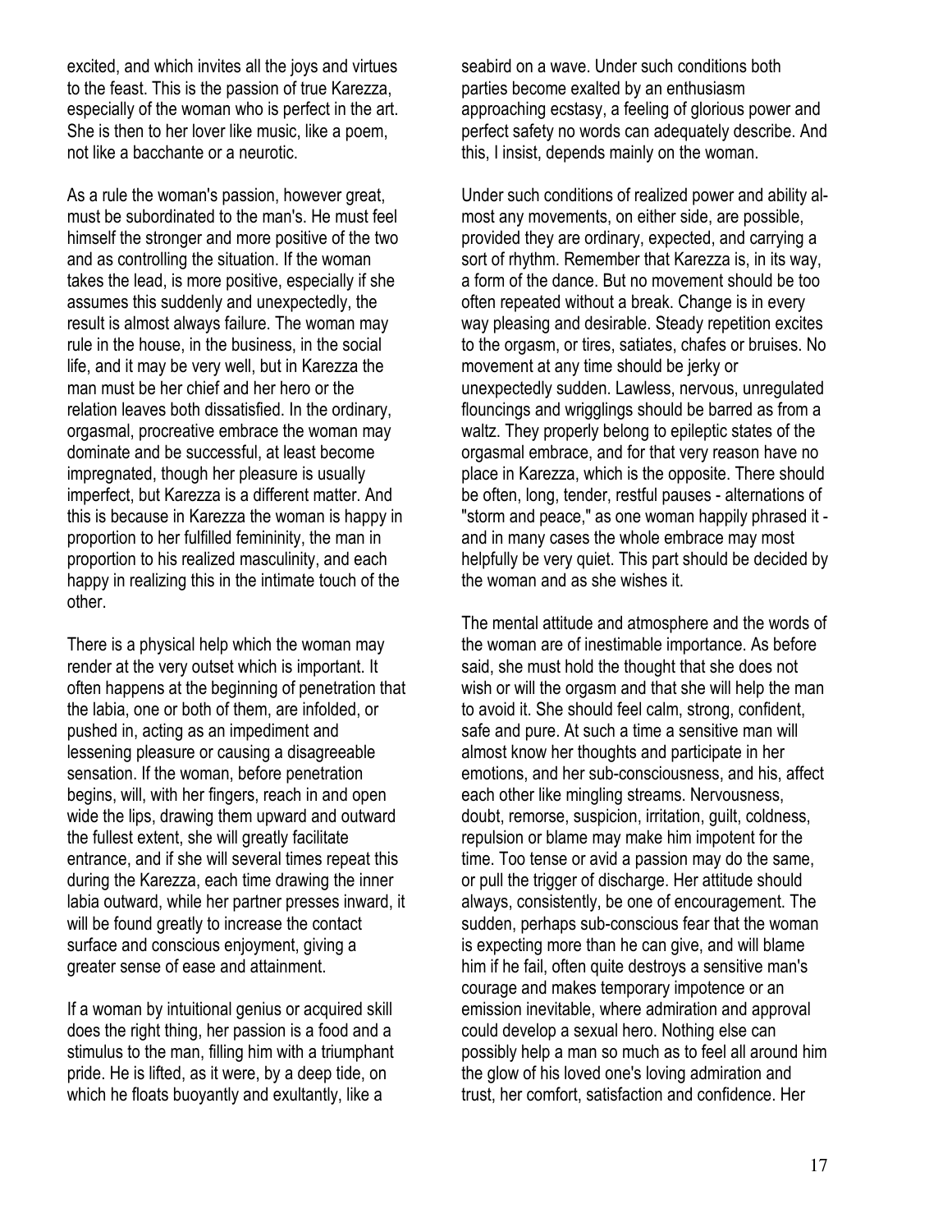excited, and which invites all the joys and virtues to the feast. This is the passion of true Karezza, especially of the woman who is perfect in the art. She is then to her lover like music, like a poem, not like a bacchante or a neurotic.

As a rule the woman's passion, however great, must be subordinated to the man's. He must feel himself the stronger and more positive of the two and as controlling the situation. If the woman takes the lead, is more positive, especially if she assumes this suddenly and unexpectedly, the result is almost always failure. The woman may rule in the house, in the business, in the social life, and it may be very well, but in Karezza the man must be her chief and her hero or the relation leaves both dissatisfied. In the ordinary, orgasmal, procreative embrace the woman may dominate and be successful, at least become impregnated, though her pleasure is usually imperfect, but Karezza is a different matter. And this is because in Karezza the woman is happy in proportion to her fulfilled femininity, the man in proportion to his realized masculinity, and each happy in realizing this in the intimate touch of the other.

There is a physical help which the woman may render at the very outset which is important. It often happens at the beginning of penetration that the labia, one or both of them, are infolded, or pushed in, acting as an impediment and lessening pleasure or causing a disagreeable sensation. If the woman, before penetration begins, will, with her fingers, reach in and open wide the lips, drawing them upward and outward the fullest extent, she will greatly facilitate entrance, and if she will several times repeat this during the Karezza, each time drawing the inner labia outward, while her partner presses inward, it will be found greatly to increase the contact surface and conscious enjoyment, giving a greater sense of ease and attainment.

If a woman by intuitional genius or acquired skill does the right thing, her passion is a food and a stimulus to the man, filling him with a triumphant pride. He is lifted, as it were, by a deep tide, on which he floats buoyantly and exultantly, like a seabird on a wave. Under such conditions both parties become exalted by an enthusiasm approaching ecstasy, a feeling of glorious power and perfect safety no words can adequately describe. And this, I insist, depends mainly on the woman.

Under such conditions of realized power and ability almost any movements, on either side, are possible, provided they are ordinary, expected, and carrying a sort of rhythm. Remember that Karezza is, in its way, a form of the dance. But no movement should be too often repeated without a break. Change is in every way pleasing and desirable. Steady repetition excites to the orgasm, or tires, satiates, chafes or bruises. No movement at any time should be jerky or unexpectedly sudden. Lawless, nervous, unregulated flouncings and wrigglings should be barred as from a waltz. They properly belong to epileptic states of the orgasmal embrace, and for that very reason have no place in Karezza, which is the opposite. There should be often, long, tender, restful pauses - alternations of "storm and peace," as one woman happily phrased it - and in many cases the whole embrace may most helpfully be very quiet. This part should be decided by the woman and as she wishes it.

The mental attitude and atmosphere and the words of the woman are of inestimable importance. As before said, she must hold the thought that she does not wish or will the orgasm and that she will help the man to avoid it. She should feel calm, strong, confident, safe and pure. At such a time a sensitive man will almost know her thoughts and participate in her emotions, and her sub-consciousness, and his, affect each other like mingling streams. Nervousness, doubt, remorse, suspicion, irritation, guilt, coldness, repulsion or blame may make him impotent for the time. Too tense or avid a passion may do the same, or pull the trigger of discharge. Her attitude should always, consistently, be one of encouragement. The sudden, perhaps sub-conscious fear that the woman is expecting more than he can give, and will blame him if he fail, often quite destroys a sensitive man's courage and makes temporary impotence or an emission inevitable, where admiration and approval could develop a sexual hero. Nothing else can possibly help a man so much as to feel all around him the glow of his loved one's loving admiration and trust, her comfort, satisfaction and confidence. Her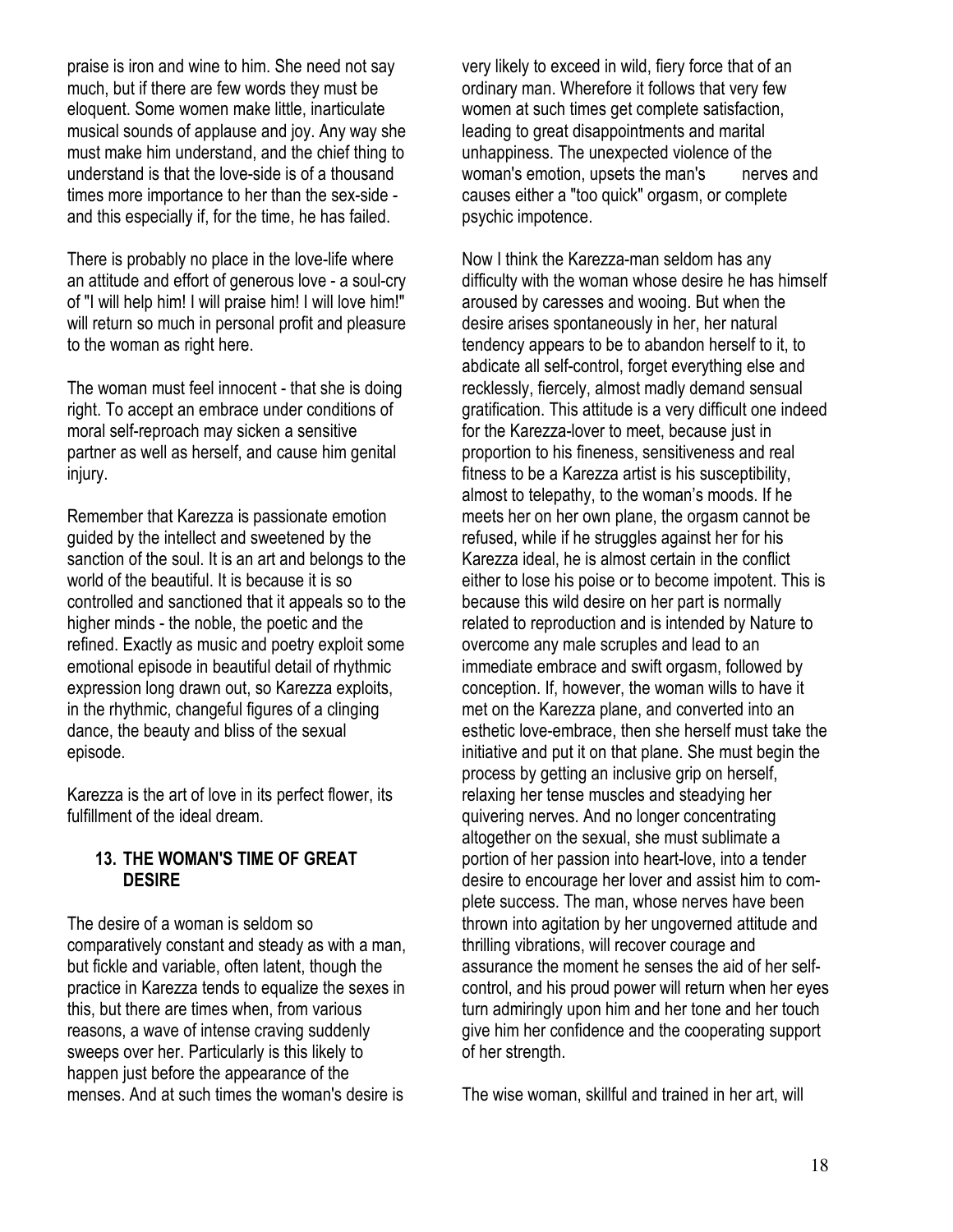praise is iron and wine to him. She need not say much, but if there are few words they must be eloquent. Some women make little, inarticulate musical sounds of applause and joy. Any way she must make him understand, and the chief thing to understand is that the love-side is of a thousand times more importance to her than the sex-side - and this especially if, for the time, he has failed.

There is probably no place in the love-life where an attitude and effort of generous love - a soul-cry of "I will help him! I will praise him! I will love him!" will return so much in personal profit and pleasure to the woman as right here.

The woman must feel innocent - that she is doing right. To accept an embrace under conditions of moral self-reproach may sicken a sensitive partner as well as herself, and cause him genital injury.

Remember that Karezza is passionate emotion guided by the intellect and sweetened by the sanction of the soul. It is an art and belongs to the world of the beautiful. It is because it is so controlled and sanctioned that it appeals so to the higher minds - the noble, the poetic and the refined. Exactly as music and poetry exploit some emotional episode in beautiful detail of rhythmic expression long drawn out, so Karezza exploits, in the rhythmic, changeful figures of a clinging dance, the beauty and bliss of the sexual episode.

Karezza is the art of love in its perfect flower, its fulfillment of the ideal dream.

### 13. THE WOMAN'S TIME OF GREAT DESIRE

The desire of a woman is seldom so comparatively constant and steady as with a man, but fickle and variable, often latent, though the practice in Karezza tends to equalize the sexes in this, but there are times when, from various reasons, a wave of intense craving suddenly sweeps over her. Particularly is this likely to happen just before the appearance of the menses. And at such times the woman's desire is very likely to exceed in wild, fiery force that of an ordinary man. Wherefore it follows that very few women at such times get complete satisfaction, leading to great disappointments and marital unhappiness. The unexpected violence of the woman's emotion, upsets the man's nerves and causes either a "too quick" orgasm, or complete psychic impotence.

Now I think the Karezza-man seldom has any difficulty with the woman whose desire he has himself aroused by caresses and wooing. But when the desire arises spontaneously in her, her natural tendency appears to be to abandon herself to it, to abdicate all self-control, forget everything else and recklessly, fiercely, almost madly demand sensual gratification. This attitude is a very difficult one indeed for the Karezza-lover to meet, because just in proportion to his fineness, sensitiveness and real fitness to be a Karezza artist is his susceptibility, almost to telepathy, to the woman's moods. If he meets her on her own plane, the orgasm cannot be refused, while if he struggles against her for his Karezza ideal, he is almost certain in the conflict either to lose his poise or to become impotent. This is because this wild desire on her part is normally related to reproduction and is intended by Nature to overcome any male scruples and lead to an immediate embrace and swift orgasm, followed by conception. If, however, the woman wills to have it met on the Karezza plane, and converted into an esthetic love-embrace, then she herself must take the initiative and put it on that plane. She must begin the process by getting an inclusive grip on herself, relaxing her tense muscles and steadying her quivering nerves. And no longer concentrating altogether on the sexual, she must sublimate a portion of her passion into heart-love, into a tender desire to encourage her lover and assist him to complete success. The man, whose nerves have been thrown into agitation by her ungoverned attitude and thrilling vibrations, will recover courage and assurance the moment he senses the aid of her self-control, and his proud power will return when her eyes turn admiringly upon him and her tone and her touch give him her confidence and the cooperating support of her strength.

The wise woman, skillful and trained in her art, will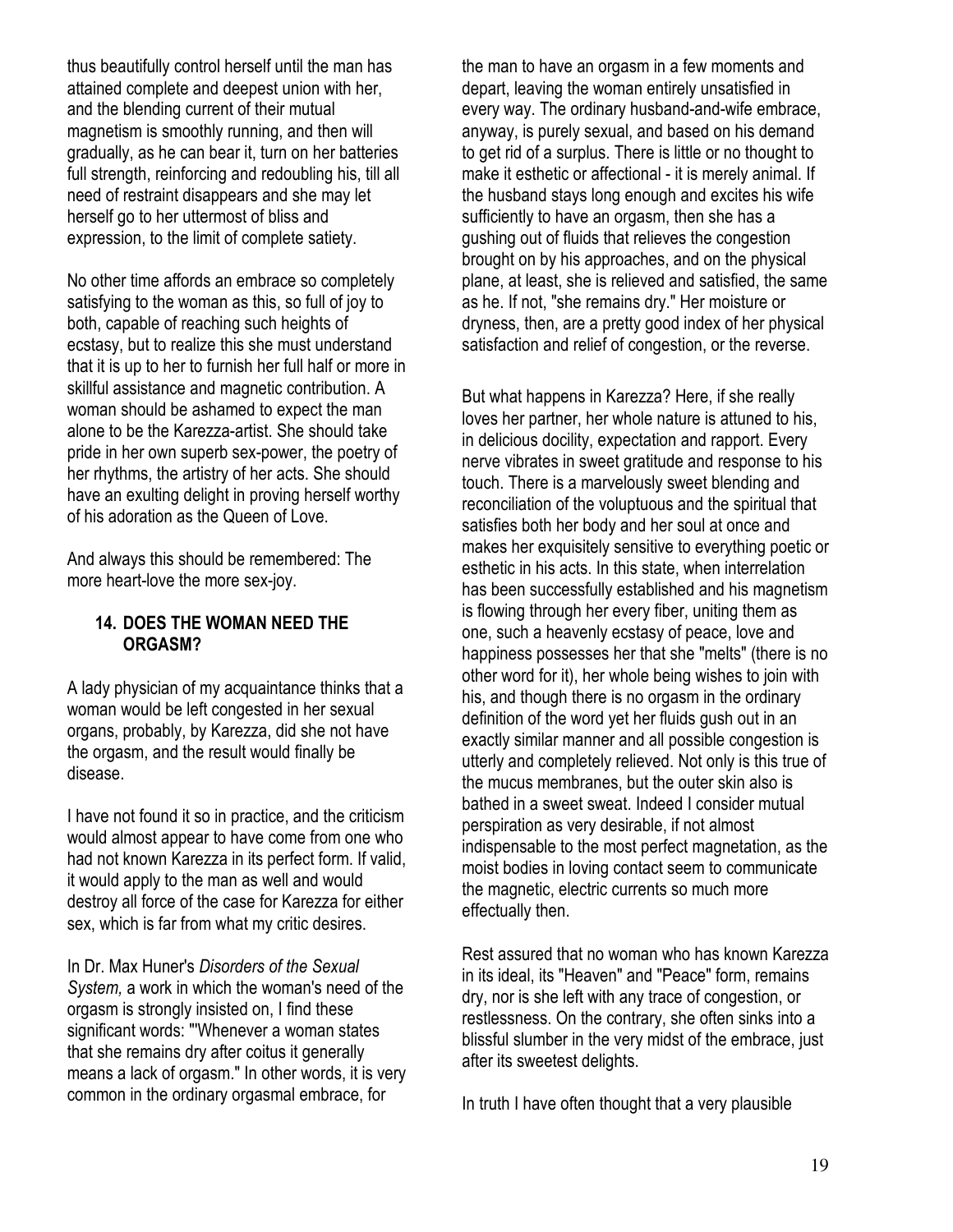thus beautifully control herself until the man has attained complete and deepest union with her, and the blending current of their mutual magnetism is smoothly running, and then will gradually, as he can bear it, turn on her batteries full strength, reinforcing and redoubling his, till all need of restraint disappears and she may let herself go to her uttermost of bliss and expression, to the limit of complete satiety.

No other time affords an embrace so completely satisfying to the woman as this, so full of joy to both, capable of reaching such heights of ecstasy, but to realize this she must understand that it is up to her to furnish her full half or more in skillful assistance and magnetic contribution. A woman should be ashamed to expect the man alone to be the Karezza-artist. She should take pride in her own superb sex-power, the poetry of her rhythms, the artistry of her acts. She should have an exulting delight in proving herself worthy of his adoration as the Queen of Love.

And always this should be remembered: The more heart-love the more sex-joy.

### 14. DOES THE WOMAN NEED THE ORGASM?

A lady physician of my acquaintance thinks that a woman would be left congested in her sexual organs, probably, by Karezza, did she not have the orgasm, and the result would finally be disease.

I have not found it so in practice, and the criticism would almost appear to have come from one who had not known Karezza in its perfect form. If valid, it would apply to the man as well and would destroy all force of the case for Karezza for either sex, which is far from what my critic desires.

In Dr. Max Huner's *Disorders of the Sexual System,* a work in which the woman's need of the orgasm is strongly insisted on, I find these significant words: "'Whenever a woman states that she remains dry after coitus it generally means a lack of orgasm." In other words, it is very common in the ordinary orgasmal embrace, for the man to have an orgasm in a few moments and depart, leaving the woman entirely unsatisfied in every way. The ordinary husband-and-wife embrace, anyway, is purely sexual, and based on his demand to get rid of a surplus. There is little or no thought to make it esthetic or affectional - it is merely animal. If the husband stays long enough and excites his wife sufficiently to have an orgasm, then she has a gushing out of fluids that relieves the congestion brought on by his approaches, and on the physical plane, at least, she is relieved and satisfied, the same as he. If not, "she remains dry." Her moisture or dryness, then, are a pretty good index of her physical satisfaction and relief of congestion, or the reverse.

But what happens in Karezza? Here, if she really loves her partner, her whole nature is attuned to his, in delicious docility, expectation and rapport. Every nerve vibrates in sweet gratitude and response to his touch. There is a marvelously sweet blending and reconciliation of the voluptuous and the spiritual that satisfies both her body and her soul at once and makes her exquisitely sensitive to everything poetic or esthetic in his acts. In this state, when interrelation has been successfully established and his magnetism is flowing through her every fiber, uniting them as one, such a heavenly ecstasy of peace, love and happiness possesses her that she "melts" (there is no other word for it), her whole being wishes to join with his, and though there is no orgasm in the ordinary definition of the word yet her fluids gush out in an exactly similar manner and all possible congestion is utterly and completely relieved. Not only is this true of the mucus membranes, but the outer skin also is bathed in a sweet sweat. Indeed I consider mutual perspiration as very desirable, if not almost indispensable to the most perfect magnetation, as the moist bodies in loving contact seem to communicate the magnetic, electric currents so much more effectually then.

Rest assured that no woman who has known Karezza in its ideal, its "Heaven" and "Peace" form, remains dry, nor is she left with any trace of congestion, or restlessness. On the contrary, she often sinks into a blissful slumber in the very midst of the embrace, just after its sweetest delights.

In truth I have often thought that a very plausible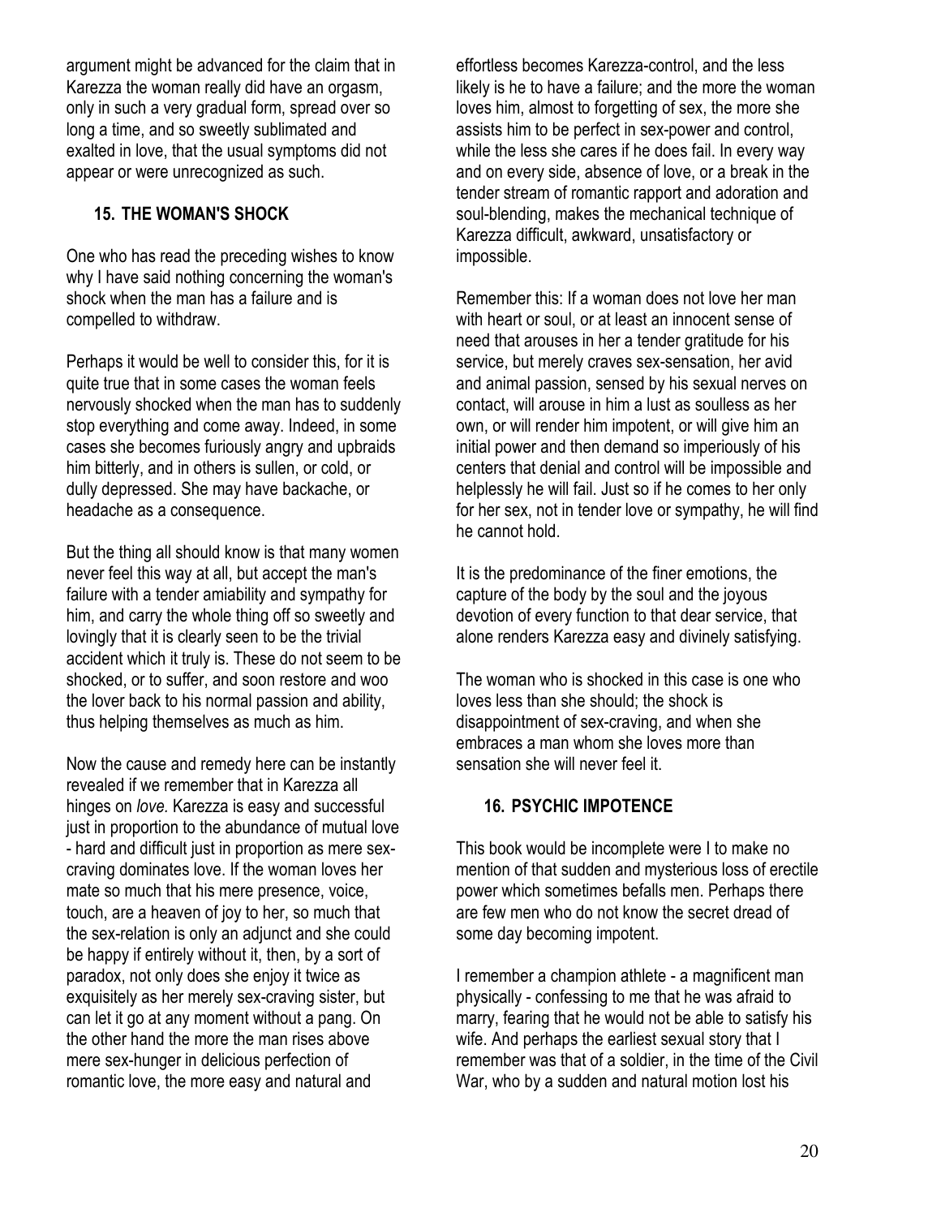argument might be advanced for the claim that in Karezza the woman really did have an orgasm, only in such a very gradual form, spread over so long a time, and so sweetly sublimated and exalted in love, that the usual symptoms did not appear or were unrecognized as such.

## 15. THE WOMAN'S SHOCK

One who has read the preceding wishes to know why I have said nothing concerning the woman's shock when the man has a failure and is compelled to withdraw.

Perhaps it would be well to consider this, for it is quite true that in some cases the woman feels nervously shocked when the man has to suddenly stop everything and come away. Indeed, in some cases she becomes furiously angry and upbraids him bitterly, and in others is sullen, or cold, or dully depressed. She may have backache, or headache as a consequence.

But the thing all should know is that many women never feel this way at all, but accept the man's failure with a tender amiability and sympathy for him, and carry the whole thing off so sweetly and lovingly that it is clearly seen to be the trivial accident which it truly is. These do not seem to be shocked, or to suffer, and soon restore and woo the lover back to his normal passion and ability, thus helping themselves as much as him.

Now the cause and remedy here can be instantly revealed if we remember that in Karezza all hinges on *love.* Karezza is easy and successful just in proportion to the abundance of mutual love - hard and difficult just in proportion as mere sex-craving dominates love. If the woman loves her mate so much that his mere presence, voice, touch, are a heaven of joy to her, so much that the sex-relation is only an adjunct and she could be happy if entirely without it, then, by a sort of paradox, not only does she enjoy it twice as exquisitely as her merely sex-craving sister, but can let it go at any moment without a pang. On the other hand the more the man rises above mere sex-hunger in delicious perfection of romantic love, the more easy and natural and effortless becomes Karezza-control, and the less likely is he to have a failure; and the more the woman loves him, almost to forgetting of sex, the more she assists him to be perfect in sex-power and control, while the less she cares if he does fail. In every way and on every side, absence of love, or a break in the tender stream of romantic rapport and adoration and soul-blending, makes the mechanical technique of Karezza difficult, awkward, unsatisfactory or impossible.

Remember this: If a woman does not love her man with heart or soul, or at least an innocent sense of need that arouses in her a tender gratitude for his service, but merely craves sex-sensation, her avid and animal passion, sensed by his sexual nerves on contact, will arouse in him a lust as soulless as her own, or will render him impotent, or will give him an initial power and then demand so imperiously of his centers that denial and control will be impossible and helplessly he will fail. Just so if he comes to her only for her sex, not in tender love or sympathy, he will find he cannot hold.

It is the predominance of the finer emotions, the capture of the body by the soul and the joyous devotion of every function to that dear service, that alone renders Karezza easy and divinely satisfying.

The woman who is shocked in this case is one who loves less than she should; the shock is disappointment of sex-craving, and when she embraces a man whom she loves more than sensation she will never feel it.

## 16. PSYCHIC IMPOTENCE

This book would be incomplete were I to make no mention of that sudden and mysterious loss of erectile power which sometimes befalls men. Perhaps there are few men who do not know the secret dread of some day becoming impotent.

I remember a champion athlete - a magnificent man physically - confessing to me that he was afraid to marry, fearing that he would not be able to satisfy his wife. And perhaps the earliest sexual story that I remember was that of a soldier, in the time of the Civil War, who by a sudden and natural motion lost his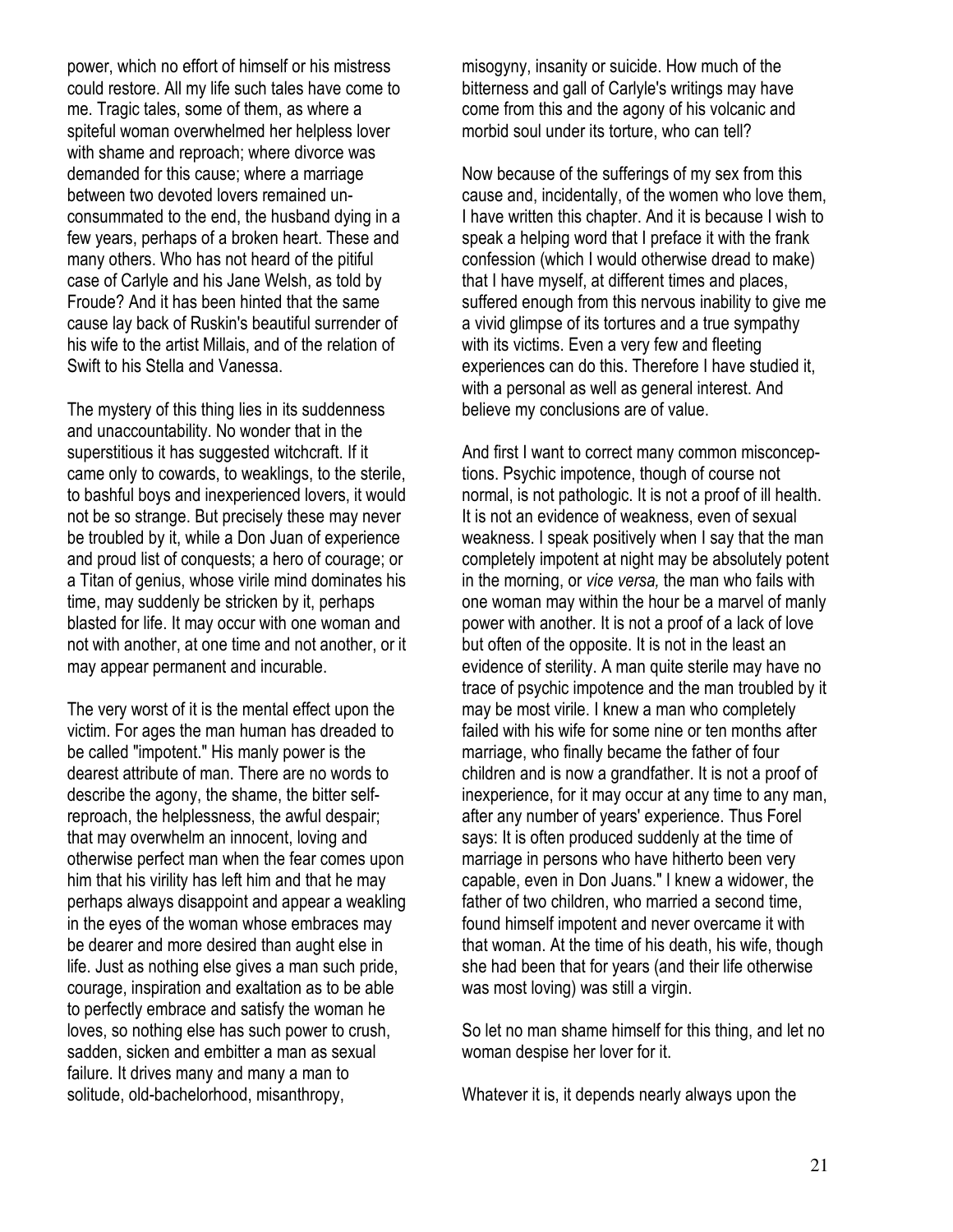power, which no effort of himself or his mistress could restore. All my life such tales have come to me. Tragic tales, some of them, as where a spiteful woman overwhelmed her helpless lover with shame and reproach; where divorce was demanded for this cause; where a marriage between two devoted lovers remained un-consummated to the end, the husband dying in a few years, perhaps of a broken heart. These and many others. Who has not heard of the pitiful case of Carlyle and his Jane Welsh, as told by Froude? And it has been hinted that the same cause lay back of Ruskin's beautiful surrender of his wife to the artist Millais, and of the relation of Swift to his Stella and Vanessa.

The mystery of this thing lies in its suddenness and unaccountability. No wonder that in the superstitious it has suggested witchcraft. If it came only to cowards, to weaklings, to the sterile, to bashful boys and inexperienced lovers, it would not be so strange. But precisely these may never be troubled by it, while a Don Juan of experience and proud list of conquests; a hero of courage; or a Titan of genius, whose virile mind dominates his time, may suddenly be stricken by it, perhaps blasted for life. It may occur with one woman and not with another, at one time and not another, or it may appear permanent and incurable.

The very worst of it is the mental effect upon the victim. For ages the man human has dreaded to be called "impotent." His manly power is the dearest attribute of man. There are no words to describe the agony, the shame, the bitter self-reproach, the helplessness, the awful despair; that may overwhelm an innocent, loving and otherwise perfect man when the fear comes upon him that his virility has left him and that he may perhaps always disappoint and appear a weakling in the eyes of the woman whose embraces may be dearer and more desired than aught else in life. Just as nothing else gives a man such pride, courage, inspiration and exaltation as to be able to perfectly embrace and satisfy the woman he loves, so nothing else has such power to crush, sadden, sicken and embitter a man as sexual failure. It drives many and many a man to solitude, old-bachelorhood, misanthropy, misogyny, insanity or suicide. How much of the bitterness and gall of Carlyle's writings may have come from this and the agony of his volcanic and morbid soul under its torture, who can tell?

Now because of the sufferings of my sex from this cause and, incidentally, of the women who love them, I have written this chapter. And it is because I wish to speak a helping word that I preface it with the frank confession (which I would otherwise dread to make) that I have myself, at different times and places, suffered enough from this nervous inability to give me a vivid glimpse of its tortures and a true sympathy with its victims. Even a very few and fleeting experiences can do this. Therefore I have studied it, with a personal as well as general interest. And believe my conclusions are of value.

And first I want to correct many common misconceptions. Psychic impotence, though of course not normal, is not pathologic. It is not a proof of ill health. It is not an evidence of weakness, even of sexual weakness. I speak positively when I say that the man completely impotent at night may be absolutely potent in the morning, or *vice versa,* the man who fails with one woman may within the hour be a marvel of manly power with another. It is not a proof of a lack of love but often of the opposite. It is not in the least an evidence of sterility. A man quite sterile may have no trace of psychic impotence and the man troubled by it may be most virile. I knew a man who completely failed with his wife for some nine or ten months after marriage, who finally became the father of four children and is now a grandfather. It is not a proof of inexperience, for it may occur at any time to any man, after any number of years' experience. Thus Forel says: It is often produced suddenly at the time of marriage in persons who have hitherto been very capable, even in Don Juans." I knew a widower, the father of two children, who married a second time, found himself impotent and never overcame it with that woman. At the time of his death, his wife, though she had been that for years (and their life otherwise was most loving) was still a virgin.

So let no man shame himself for this thing, and let no woman despise her lover for it.

Whatever it is, it depends nearly always upon the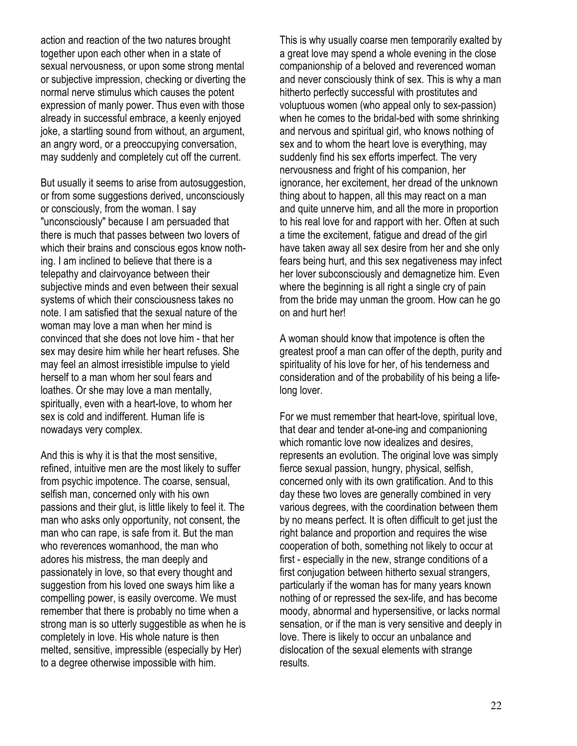action and reaction of the two natures brought together upon each other when in a state of sexual nervousness, or upon some strong mental or subjective impression, checking or diverting the normal nerve stimulus which causes the potent expression of manly power. Thus even with those already in successful embrace, a keenly enjoyed joke, a startling sound from without, an argument, an angry word, or a preoccupying conversation, may suddenly and completely cut off the current.

But usually it seems to arise from autosuggestion, or from some suggestions derived, unconsciously or consciously, from the woman. I say "unconsciously" because I am persuaded that there is much that passes between two lovers of which their brains and conscious egos know nothing. I am inclined to believe that there is a telepathy and clairvoyance between their subjective minds and even between their sexual systems of which their consciousness takes no note. I am satisfied that the sexual nature of the woman may love a man when her mind is convinced that she does not love him - that her sex may desire him while her heart refuses. She may feel an almost irresistible impulse to yield herself to a man whom her soul fears and loathes. Or she may love a man mentally, spiritually, even with a heart-love, to whom her sex is cold and indifferent. Human life is nowadays very complex.

And this is why it is that the most sensitive, refined, intuitive men are the most likely to suffer from psychic impotence. The coarse, sensual, selfish man, concerned only with his own passions and their glut, is little likely to feel it. The man who asks only opportunity, not consent, the man who can rape, is safe from it. But the man who reverences womanhood, the man who adores his mistress, the man deeply and passionately in love, so that every thought and suggestion from his loved one sways him like a compelling power, is easily overcome. We must remember that there is probably no time when a strong man is so utterly suggestible as when he is completely in love. His whole nature is then melted, sensitive, impressible (especially by Her) to a degree otherwise impossible with him.

This is why usually coarse men temporarily exalted by a great love may spend a whole evening in the close companionship of a beloved and reverenced woman and never consciously think of sex. This is why a man hitherto perfectly successful with prostitutes and voluptuous women (who appeal only to sex-passion) when he comes to the bridal-bed with some shrinking and nervous and spiritual girl, who knows nothing of sex and to whom the heart love is everything, may suddenly find his sex efforts imperfect. The very nervousness and fright of his companion, her ignorance, her excitement, her dread of the unknown thing about to happen, all this may react on a man and quite unnerve him, and all the more in proportion to his real love for and rapport with her. Often at such a time the excitement, fatigue and dread of the girl have taken away all sex desire from her and she only fears being hurt, and this sex negativeness may infect her lover subconsciously and demagnetize him. Even where the beginning is all right a single cry of pain from the bride may unman the groom. How can he go on and hurt her!

A woman should know that impotence is often the greatest proof a man can offer of the depth, purity and spirituality of his love for her, of his tenderness and consideration and of the probability of his being a life-long lover.

For we must remember that heart-love, spiritual love, that dear and tender at-one-ing and companioning which romantic love now idealizes and desires, represents an evolution. The original love was simply fierce sexual passion, hungry, physical, selfish, concerned only with its own gratification. And to this day these two loves are generally combined in very various degrees, with the coordination between them by no means perfect. It is often difficult to get just the right balance and proportion and requires the wise cooperation of both, something not likely to occur at first - especially in the new, strange conditions of a first conjugation between hitherto sexual strangers, particularly if the woman has for many years known nothing of or repressed the sex-life, and has become moody, abnormal and hypersensitive, or lacks normal sensation, or if the man is very sensitive and deeply in love. There is likely to occur an unbalance and dislocation of the sexual elements with strange results.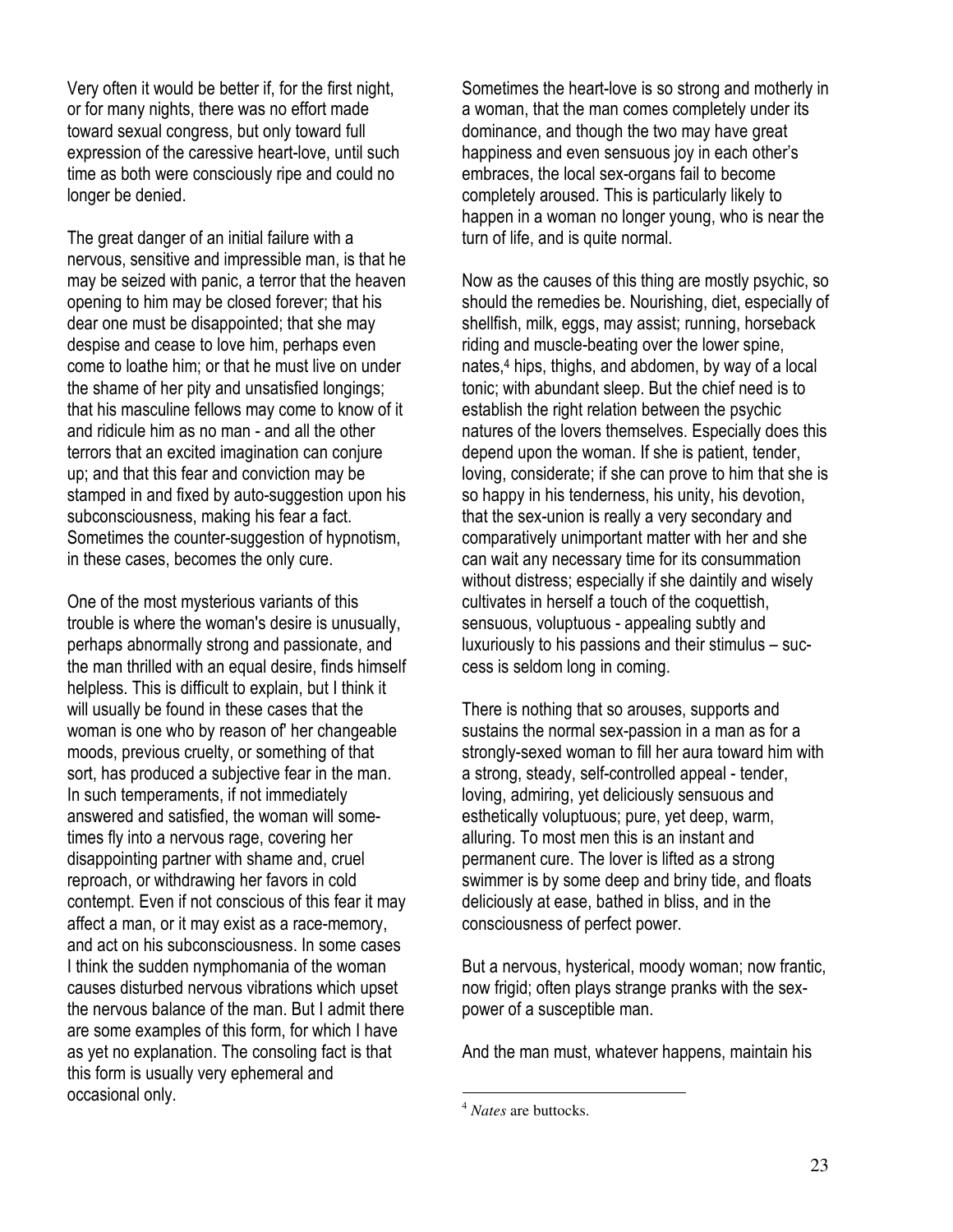Very often it would be better if, for the first night, or for many nights, there was no effort made toward sexual congress, but only toward full expression of the caressive heart-love, until such time as both were consciously ripe and could no longer be denied.

The great danger of an initial failure with a nervous, sensitive and impressible man, is that he may be seized with panic, a terror that the heaven opening to him may be closed forever; that his dear one must be disappointed; that she may despise and cease to love him, perhaps even come to loathe him; or that he must live on under the shame of her pity and unsatisfied longings; that his masculine fellows may come to know of it and ridicule him as no man - and all the other terrors that an excited imagination can conjure up; and that this fear and conviction may be stamped in and fixed by auto-suggestion upon his subconsciousness, making his fear a fact. Sometimes the counter-suggestion of hypnotism, in these cases, becomes the only cure.

One of the most mysterious variants of this trouble is where the woman's desire is unusually, perhaps abnormally strong and passionate, and the man thrilled with an equal desire, finds himself helpless. This is difficult to explain, but I think it will usually be found in these cases that the woman is one who by reason of' her changeable moods, previous cruelty, or something of that sort, has produced a subjective fear in the man. In such temperaments, if not immediately answered and satisfied, the woman will sometimes fly into a nervous rage, covering her disappointing partner with shame and, cruel reproach, or withdrawing her favors in cold contempt. Even if not conscious of this fear it may affect a man, or it may exist as a race-memory, and act on his subconsciousness. In some cases I think the sudden nymphomania of the woman causes disturbed nervous vibrations which upset the nervous balance of the man. But I admit there are some examples of this form, for which I have as yet no explanation. The consoling fact is that this form is usually very ephemeral and occasional only.

Sometimes the heart-love is so strong and motherly in a woman, that the man comes completely under its dominance, and though the two may have great happiness and even sensuous joy in each other's embraces, the local sex-organs fail to become completely aroused. This is particularly likely to happen in a woman no longer young, who is near the turn of life, and is quite normal.

Now as the causes of this thing are mostly psychic, so should the remedies be. Nourishing, diet, especially of shellfish, milk, eggs, may assist; running, horseback riding and muscle-beating over the lower spine, nates,[4] hips, thighs, and abdomen, by way of a local tonic; with abundant sleep. But the chief need is to establish the right relation between the psychic natures of the lovers themselves. Especially does this depend upon the woman. If she is patient, tender, loving, considerate; if she can prove to him that she is so happy in his tenderness, his unity, his devotion, that the sex-union is really a very secondary and comparatively unimportant matter with her and she can wait any necessary time for its consummation without distress; especially if she daintily and wisely cultivates in herself a touch of the coquettish, sensuous, voluptuous - appealing subtly and luxuriously to his passions and their stimulus – success is seldom long in coming.

There is nothing that so arouses, supports and sustains the normal sex-passion in a man as for a strongly-sexed woman to fill her aura toward him with a strong, steady, self-controlled appeal - tender, loving, admiring, yet deliciously sensuous and esthetically voluptuous; pure, yet deep, warm, alluring. To most men this is an instant and permanent cure. The lover is lifted as a strong swimmer is by some deep and briny tide, and floats deliciously at ease, bathed in bliss, and in the consciousness of perfect power.

But a nervous, hysterical, moody woman; now frantic, now frigid; often plays strange pranks with the sex-power of a susceptible man.

And the man must, whatever happens, maintain his

---

[4] *Nates* are buttocks.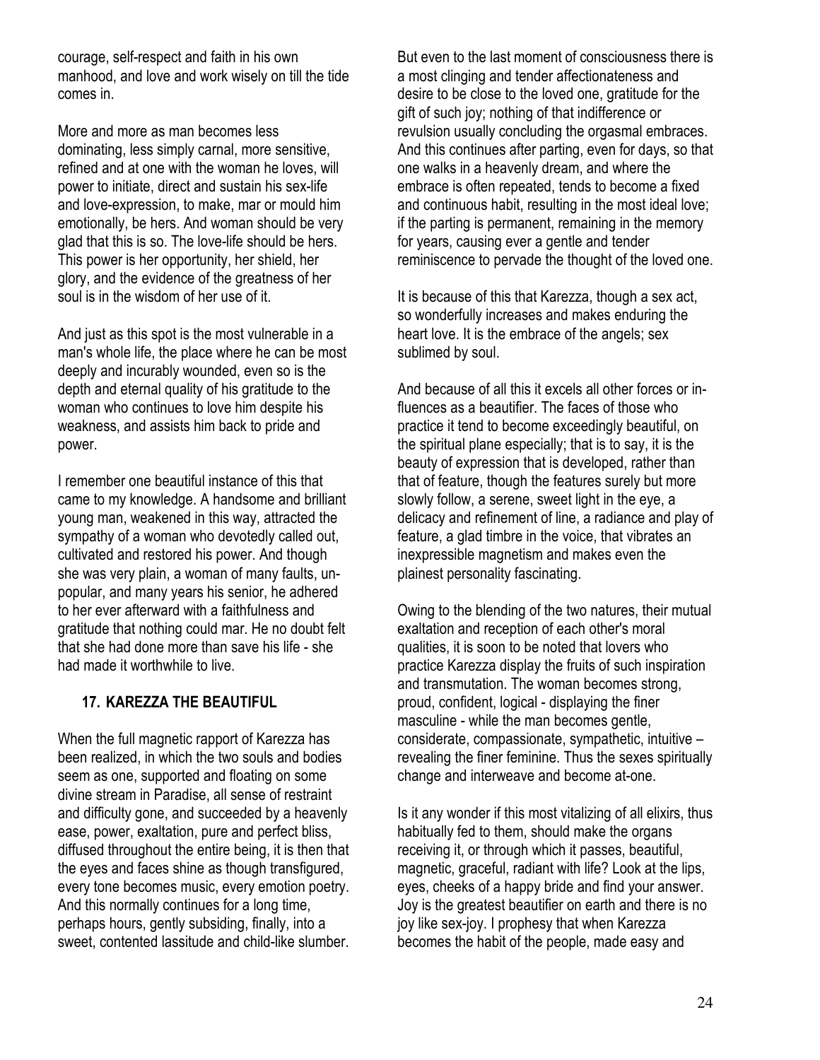courage, self-respect and faith in his own manhood, and love and work wisely on till the tide comes in.

More and more as man becomes less dominating, less simply carnal, more sensitive, refined and at one with the woman he loves, will power to initiate, direct and sustain his sex-life and love-expression, to make, mar or mould him emotionally, be hers. And woman should be very glad that this is so. The love-life should be hers. This power is her opportunity, her shield, her glory, and the evidence of the greatness of her soul is in the wisdom of her use of it.

And just as this spot is the most vulnerable in a man's whole life, the place where he can be most deeply and incurably wounded, even so is the depth and eternal quality of his gratitude to the woman who continues to love him despite his weakness, and assists him back to pride and power.

I remember one beautiful instance of this that came to my knowledge. A handsome and brilliant young man, weakened in this way, attracted the sympathy of a woman who devotedly called out, cultivated and restored his power. And though she was very plain, a woman of many faults, unpopular, and many years his senior, he adhered to her ever afterward with a faithfulness and gratitude that nothing could mar. He no doubt felt that she had done more than save his life - she had made it worthwhile to live.

## 17. KAREZZA THE BEAUTIFUL

When the full magnetic rapport of Karezza has been realized, in which the two souls and bodies seem as one, supported and floating on some divine stream in Paradise, all sense of restraint and difficulty gone, and succeeded by a heavenly ease, power, exaltation, pure and perfect bliss, diffused throughout the entire being, it is then that the eyes and faces shine as though transfigured, every tone becomes music, every emotion poetry. And this normally continues for a long time, perhaps hours, gently subsiding, finally, into a sweet, contented lassitude and child-like slumber.

But even to the last moment of consciousness there is a most clinging and tender affectionateness and desire to be close to the loved one, gratitude for the gift of such joy; nothing of that indifference or revulsion usually concluding the orgasmal embraces. And this continues after parting, even for days, so that one walks in a heavenly dream, and where the embrace is often repeated, tends to become a fixed and continuous habit, resulting in the most ideal love; if the parting is permanent, remaining in the memory for years, causing ever a gentle and tender reminiscence to pervade the thought of the loved one.

It is because of this that Karezza, though a sex act, so wonderfully increases and makes enduring the heart love. It is the embrace of the angels; sex sublimed by soul.

And because of all this it excels all other forces or influences as a beautifier. The faces of those who practice it tend to become exceedingly beautiful, on the spiritual plane especially; that is to say, it is the beauty of expression that is developed, rather than that of feature, though the features surely but more slowly follow, a serene, sweet light in the eye, a delicacy and refinement of line, a radiance and play of feature, a glad timbre in the voice, that vibrates an inexpressible magnetism and makes even the plainest personality fascinating.

Owing to the blending of the two natures, their mutual exaltation and reception of each other's moral qualities, it is soon to be noted that lovers who practice Karezza display the fruits of such inspiration and transmutation. The woman becomes strong, proud, confident, logical - displaying the finer masculine - while the man becomes gentle, considerate, compassionate, sympathetic, intuitive – revealing the finer feminine. Thus the sexes spiritually change and interweave and become at-one.

Is it any wonder if this most vitalizing of all elixirs, thus habitually fed to them, should make the organs receiving it, or through which it passes, beautiful, magnetic, graceful, radiant with life? Look at the lips, eyes, cheeks of a happy bride and find your answer. Joy is the greatest beautifier on earth and there is no joy like sex-joy. I prophesy that when Karezza becomes the habit of the people, made easy and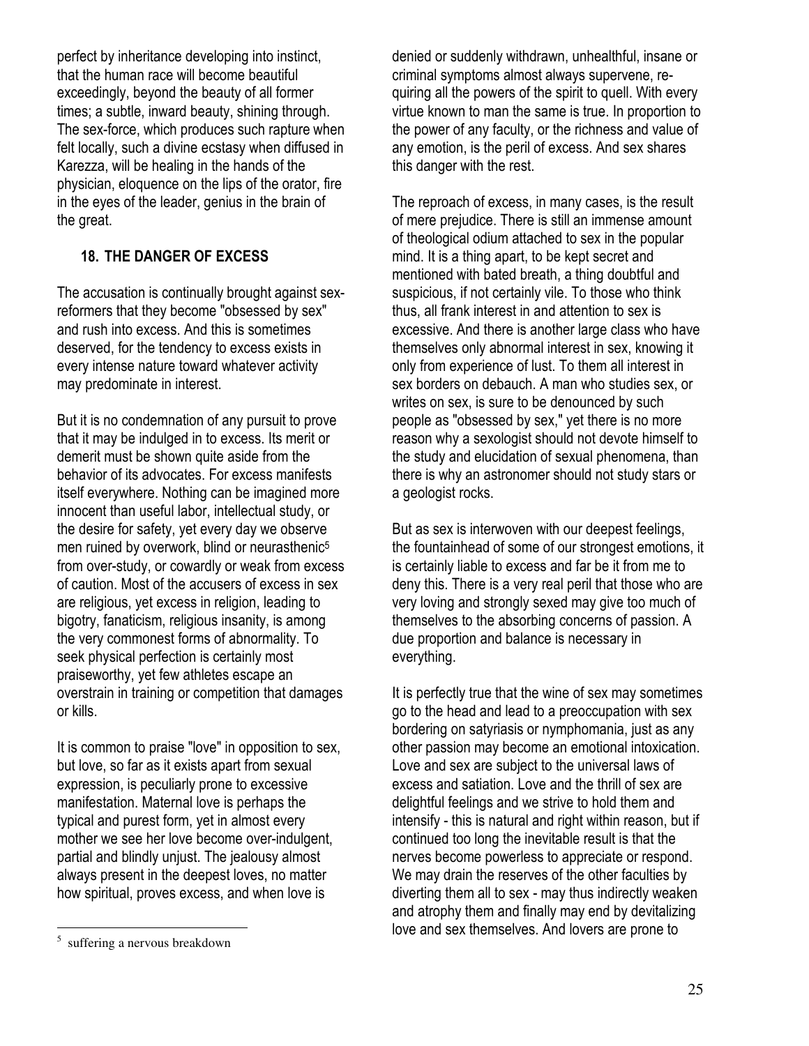perfect by inheritance developing into instinct, that the human race will become beautiful exceedingly, beyond the beauty of all former times; a subtle, inward beauty, shining through. The sex-force, which produces such rapture when felt locally, such a divine ecstasy when diffused in Karezza, will be healing in the hands of the physician, eloquence on the lips of the orator, fire in the eyes of the leader, genius in the brain of the great.

### 18. THE DANGER OF EXCESS

The accusation is continually brought against sex-reformers that they become "obsessed by sex" and rush into excess. And this is sometimes deserved, for the tendency to excess exists in every intense nature toward whatever activity may predominate in interest.

But it is no condemnation of any pursuit to prove that it may be indulged in to excess. Its merit or demerit must be shown quite aside from the behavior of its advocates. For excess manifests itself everywhere. Nothing can be imagined more innocent than useful labor, intellectual study, or the desire for safety, yet every day we observe men ruined by overwork, blind or neurasthenic[5] from over-study, or cowardly or weak from excess of caution. Most of the accusers of excess in sex are religious, yet excess in religion, leading to bigotry, fanaticism, religious insanity, is among the very commonest forms of abnormality. To seek physical perfection is certainly most praiseworthy, yet few athletes escape an overstrain in training or competition that damages or kills.

It is common to praise "love" in opposition to sex, but love, so far as it exists apart from sexual expression, is peculiarly prone to excessive manifestation. Maternal love is perhaps the typical and purest form, yet in almost every mother we see her love become over-indulgent, partial and blindly unjust. The jealousy almost always present in the deepest loves, no matter how spiritual, proves excess, and when love is denied or suddenly withdrawn, unhealthful, insane or criminal symptoms almost always supervene, requiring all the powers of the spirit to quell. With every virtue known to man the same is true. In proportion to the power of any faculty, or the richness and value of any emotion, is the peril of excess. And sex shares this danger with the rest.

The reproach of excess, in many cases, is the result of mere prejudice. There is still an immense amount of theological odium attached to sex in the popular mind. It is a thing apart, to be kept secret and mentioned with bated breath, a thing doubtful and suspicious, if not certainly vile. To those who think thus, all frank interest in and attention to sex is excessive. And there is another large class who have themselves only abnormal interest in sex, knowing it only from experience of lust. To them all interest in sex borders on debauch. A man who studies sex, or writes on sex, is sure to be denounced by such people as "obsessed by sex," yet there is no more reason why a sexologist should not devote himself to the study and elucidation of sexual phenomena, than there is why an astronomer should not study stars or a geologist rocks.

But as sex is interwoven with our deepest feelings, the fountainhead of some of our strongest emotions, it is certainly liable to excess and far be it from me to deny this. There is a very real peril that those who are very loving and strongly sexed may give too much of themselves to the absorbing concerns of passion. A due proportion and balance is necessary in everything.

It is perfectly true that the wine of sex may sometimes go to the head and lead to a preoccupation with sex bordering on satyriasis or nymphomania, just as any other passion may become an emotional intoxication. Love and sex are subject to the universal laws of excess and satiation. Love and the thrill of sex are delightful feelings and we strive to hold them and intensify - this is natural and right within reason, but if continued too long the inevitable result is that the nerves become powerless to appreciate or respond. We may drain the reserves of the other faculties by diverting them all to sex - may thus indirectly weaken and atrophy them and finally may end by devitalizing love and sex themselves. And lovers are prone to

[5] suffering a nervous breakdown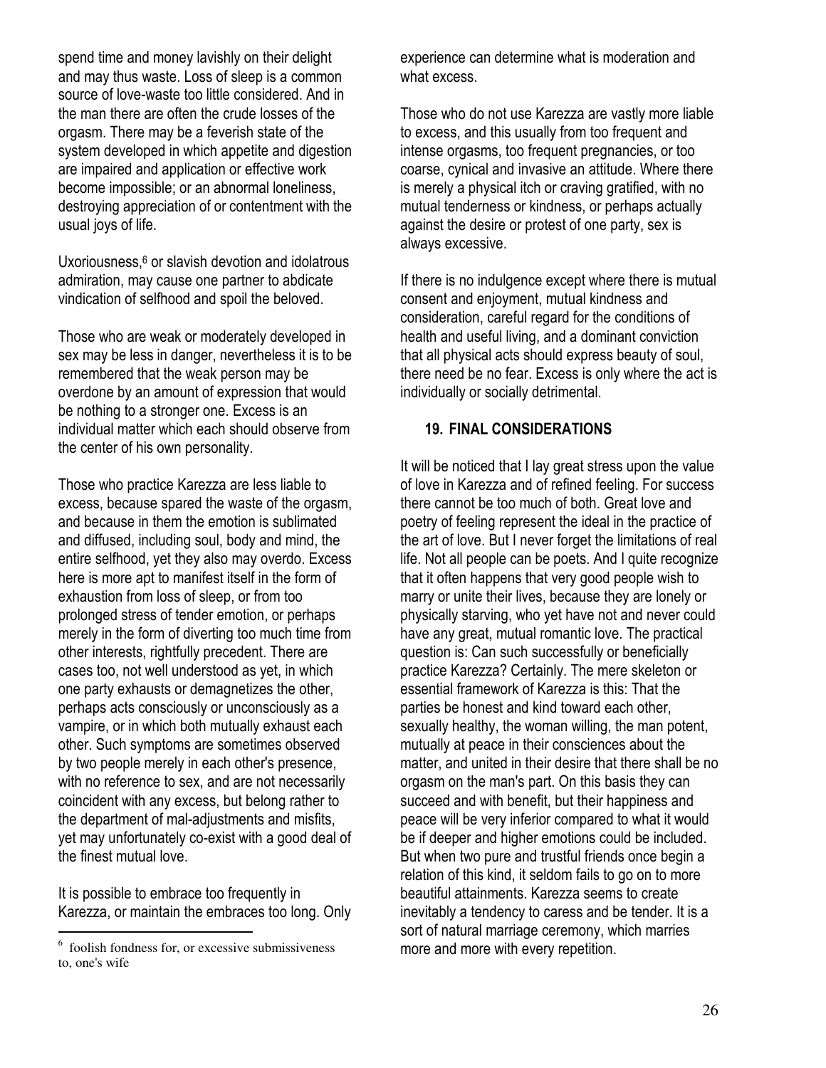spend time and money lavishly on their delight and may thus waste. Loss of sleep is a common source of love-waste too little considered. And in the man there are often the crude losses of the orgasm. There may be a feverish state of the system developed in which appetite and digestion are impaired and application or effective work become impossible; or an abnormal loneliness, destroying appreciation of or contentment with the usual joys of life.

Uxoriousness,[6] or slavish devotion and idolatrous admiration, may cause one partner to abdicate vindication of selfhood and spoil the beloved.

Those who are weak or moderately developed in sex may be less in danger, nevertheless it is to be remembered that the weak person may be overdone by an amount of expression that would be nothing to a stronger one. Excess is an individual matter which each should observe from the center of his own personality.

Those who practice Karezza are less liable to excess, because spared the waste of the orgasm, and because in them the emotion is sublimated and diffused, including soul, body and mind, the entire selfhood, yet they also may overdo. Excess here is more apt to manifest itself in the form of exhaustion from loss of sleep, or from too prolonged stress of tender emotion, or perhaps merely in the form of diverting too much time from other interests, rightfully precedent. There are cases too, not well understood as yet, in which one party exhausts or demagnetizes the other, perhaps acts consciously or unconsciously as a vampire, or in which both mutually exhaust each other. Such symptoms are sometimes observed by two people merely in each other's presence, with no reference to sex, and are not necessarily coincident with any excess, but belong rather to the department of mal-adjustments and misfits, yet may unfortunately co-exist with a good deal of the finest mutual love.

It is possible to embrace too frequently in Karezza, or maintain the embraces too long. Only experience can determine what is moderation and what excess.

Those who do not use Karezza are vastly more liable to excess, and this usually from too frequent and intense orgasms, too frequent pregnancies, or too coarse, cynical and invasive an attitude. Where there is merely a physical itch or craving gratified, with no mutual tenderness or kindness, or perhaps actually against the desire or protest of one party, sex is always excessive.

If there is no indulgence except where there is mutual consent and enjoyment, mutual kindness and consideration, careful regard for the conditions of health and useful living, and a dominant conviction that all physical acts should express beauty of soul, there need be no fear. Excess is only where the act is individually or socially detrimental.

## 19. FINAL CONSIDERATIONS

It will be noticed that I lay great stress upon the value of love in Karezza and of refined feeling. For success there cannot be too much of both. Great love and poetry of feeling represent the ideal in the practice of the art of love. But I never forget the limitations of real life. Not all people can be poets. And I quite recognize that it often happens that very good people wish to marry or unite their lives, because they are lonely or physically starving, who yet have not and never could have any great, mutual romantic love. The practical question is: Can such successfully or beneficially practice Karezza? Certainly. The mere skeleton or essential framework of Karezza is this: That the parties be honest and kind toward each other, sexually healthy, the woman willing, the man potent, mutually at peace in their consciences about the matter, and united in their desire that there shall be no orgasm on the man's part. On this basis they can succeed and with benefit, but their happiness and peace will be very inferior compared to what it would be if deeper and higher emotions could be included. But when two pure and trustful friends once begin a relation of this kind, it seldom fails to go on to more beautiful attainments. Karezza seems to create inevitably a tendency to caress and be tender. It is a sort of natural marriage ceremony, which marries more and more with every repetition.

[6] foolish fondness for, or excessive submissiveness to, one's wife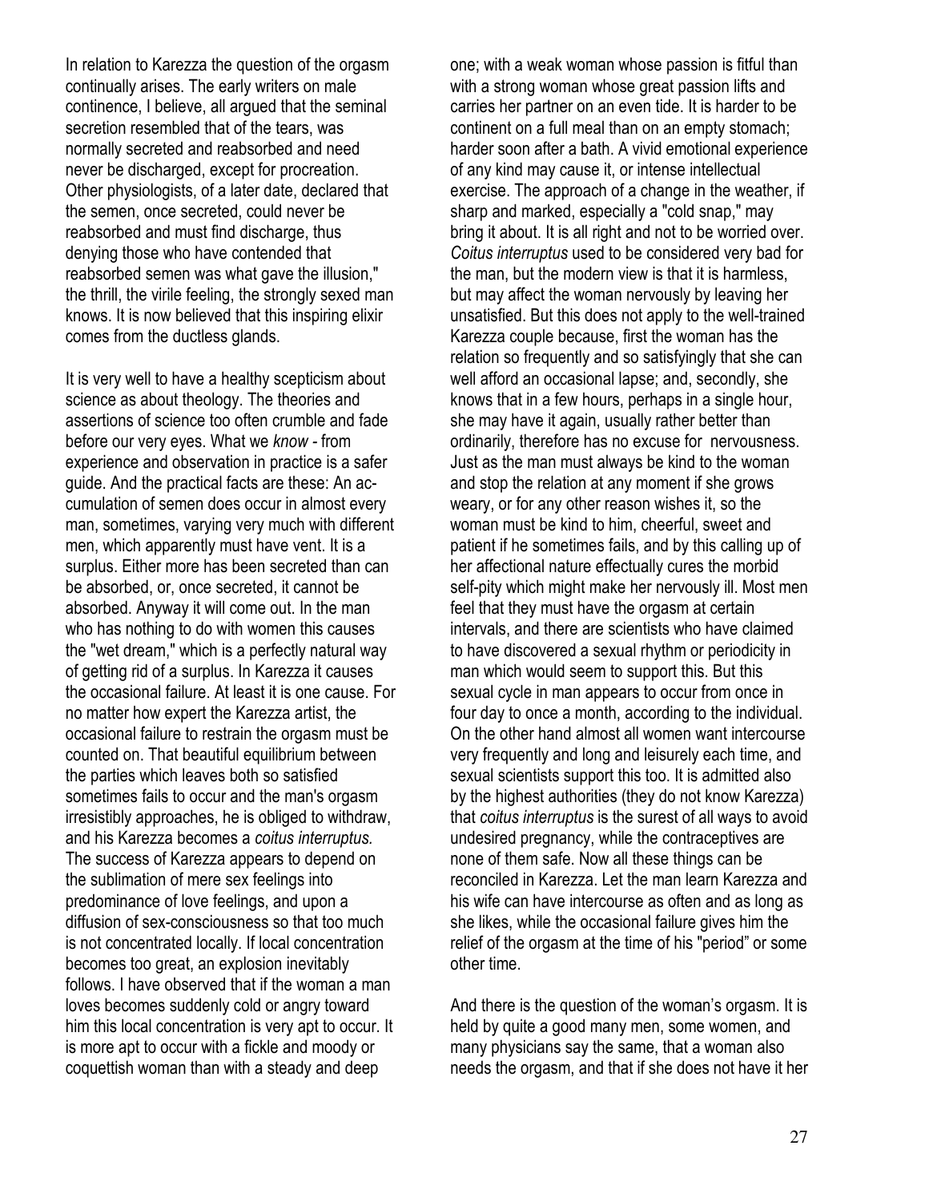In relation to Karezza the question of the orgasm continually arises. The early writers on male continence, I believe, all argued that the seminal secretion resembled that of the tears, was normally secreted and reabsorbed and need never be discharged, except for procreation. Other physiologists, of a later date, declared that the semen, once secreted, could never be reabsorbed and must find discharge, thus denying those who have contended that reabsorbed semen was what gave the illusion," the thrill, the virile feeling, the strongly sexed man knows. It is now believed that this inspiring elixir comes from the ductless glands.

It is very well to have a healthy scepticism about science as about theology. The theories and assertions of science too often crumble and fade before our very eyes. What we *know* - from experience and observation in practice is a safer guide. And the practical facts are these: An accumulation of semen does occur in almost every man, sometimes, varying very much with different men, which apparently must have vent. It is a surplus. Either more has been secreted than can be absorbed, or, once secreted, it cannot be absorbed. Anyway it will come out. In the man who has nothing to do with women this causes the "wet dream," which is a perfectly natural way of getting rid of a surplus. In Karezza it causes the occasional failure. At least it is one cause. For no matter how expert the Karezza artist, the occasional failure to restrain the orgasm must be counted on. That beautiful equilibrium between the parties which leaves both so satisfied sometimes fails to occur and the man's orgasm irresistibly approaches, he is obliged to withdraw, and his Karezza becomes a *coitus interruptus.* The success of Karezza appears to depend on the sublimation of mere sex feelings into predominance of love feelings, and upon a diffusion of sex-consciousness so that too much is not concentrated locally. If local concentration becomes too great, an explosion inevitably follows. I have observed that if the woman a man loves becomes suddenly cold or angry toward him this local concentration is very apt to occur. It is more apt to occur with a fickle and moody or coquettish woman than with a steady and deep one; with a weak woman whose passion is fitful than with a strong woman whose great passion lifts and carries her partner on an even tide. It is harder to be continent on a full meal than on an empty stomach; harder soon after a bath. A vivid emotional experience of any kind may cause it, or intense intellectual exercise. The approach of a change in the weather, if sharp and marked, especially a "cold snap," may bring it about. It is all right and not to be worried over. *Coitus interruptus* used to be considered very bad for the man, but the modern view is that it is harmless, but may affect the woman nervously by leaving her unsatisfied. But this does not apply to the well-trained Karezza couple because, first the woman has the relation so frequently and so satisfyingly that she can well afford an occasional lapse; and, secondly, she knows that in a few hours, perhaps in a single hour, she may have it again, usually rather better than ordinarily, therefore has no excuse for nervousness. Just as the man must always be kind to the woman and stop the relation at any moment if she grows weary, or for any other reason wishes it, so the woman must be kind to him, cheerful, sweet and patient if he sometimes fails, and by this calling up of her affectional nature effectually cures the morbid self-pity which might make her nervously ill. Most men feel that they must have the orgasm at certain intervals, and there are scientists who have claimed to have discovered a sexual rhythm or periodicity in man which would seem to support this. But this sexual cycle in man appears to occur from once in four day to once a month, according to the individual. On the other hand almost all women want intercourse very frequently and long and leisurely each time, and sexual scientists support this too. It is admitted also by the highest authorities (they do not know Karezza) that *coitus interruptus* is the surest of all ways to avoid undesired pregnancy, while the contraceptives are none of them safe. Now all these things can be reconciled in Karezza. Let the man learn Karezza and his wife can have intercourse as often and as long as she likes, while the occasional failure gives him the relief of the orgasm at the time of his "period" or some other time.

And there is the question of the woman's orgasm. It is held by quite a good many men, some women, and many physicians say the same, that a woman also needs the orgasm, and that if she does not have it her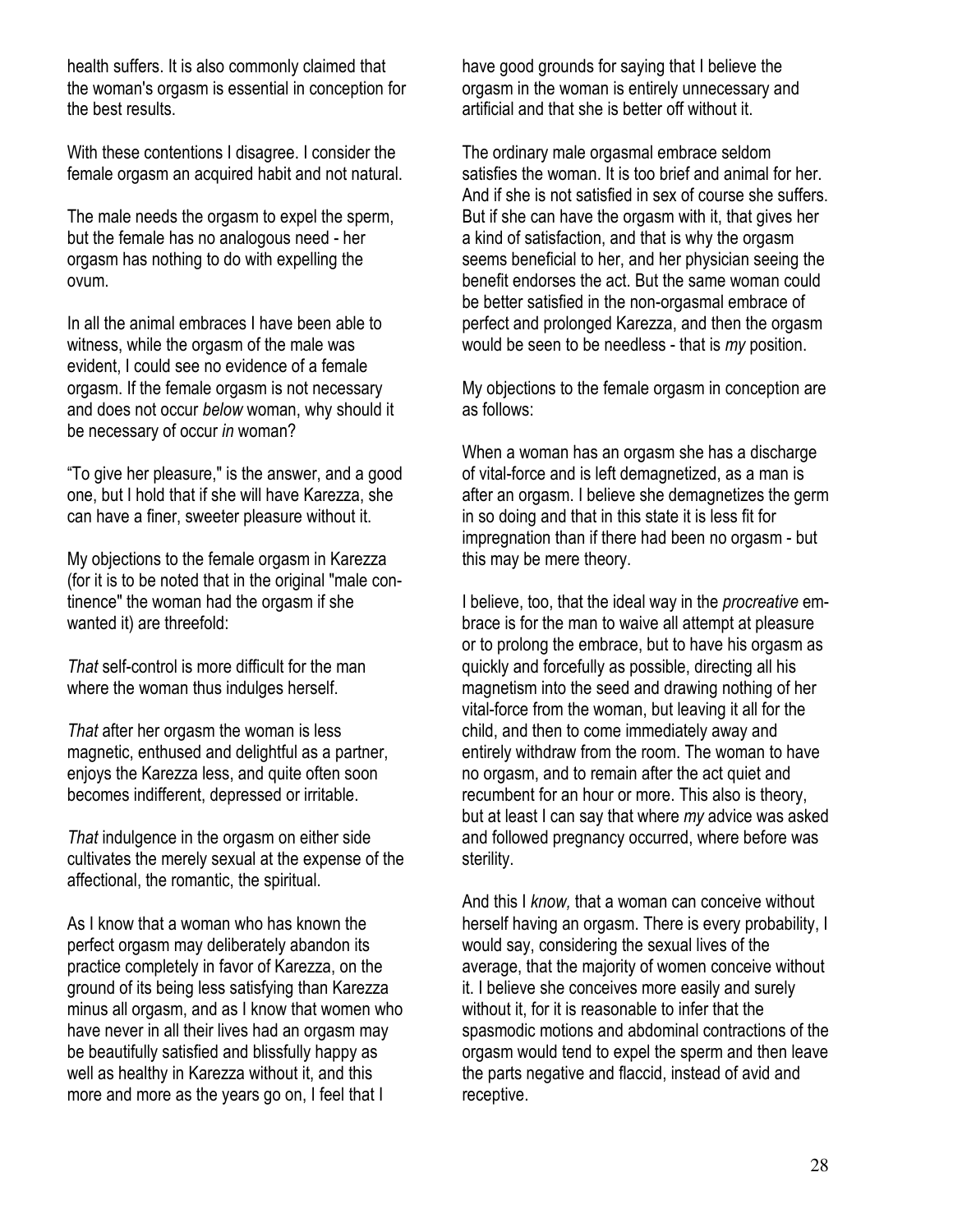health suffers. It is also commonly claimed that the woman's orgasm is essential in conception for the best results.

With these contentions I disagree. I consider the female orgasm an acquired habit and not natural.

The male needs the orgasm to expel the sperm, but the female has no analogous need - her orgasm has nothing to do with expelling the ovum.

In all the animal embraces I have been able to witness, while the orgasm of the male was evident, I could see no evidence of a female orgasm. If the female orgasm is not necessary and does not occur *below* woman, why should it be necessary of occur *in* woman?

"To give her pleasure," is the answer, and a good one, but I hold that if she will have Karezza, she can have a finer, sweeter pleasure without it.

My objections to the female orgasm in Karezza (for it is to be noted that in the original "male continence" the woman had the orgasm if she wanted it) are threefold:

*That* self-control is more difficult for the man where the woman thus indulges herself.

*That* after her orgasm the woman is less magnetic, enthused and delightful as a partner, enjoys the Karezza less, and quite often soon becomes indifferent, depressed or irritable.

*That* indulgence in the orgasm on either side cultivates the merely sexual at the expense of the affectional, the romantic, the spiritual.

As I know that a woman who has known the perfect orgasm may deliberately abandon its practice completely in favor of Karezza, on the ground of its being less satisfying than Karezza minus all orgasm, and as I know that women who have never in all their lives had an orgasm may be beautifully satisfied and blissfully happy as well as healthy in Karezza without it, and this more and more as the years go on, I feel that I have good grounds for saying that I believe the orgasm in the woman is entirely unnecessary and artificial and that she is better off without it.

The ordinary male orgasmal embrace seldom satisfies the woman. It is too brief and animal for her. And if she is not satisfied in sex of course she suffers. But if she can have the orgasm with it, that gives her a kind of satisfaction, and that is why the orgasm seems beneficial to her, and her physician seeing the benefit endorses the act. But the same woman could be better satisfied in the non-orgasmal embrace of perfect and prolonged Karezza, and then the orgasm would be seen to be needless - that is *my* position.

My objections to the female orgasm in conception are as follows:

When a woman has an orgasm she has a discharge of vital-force and is left demagnetized, as a man is after an orgasm. I believe she demagnetizes the germ in so doing and that in this state it is less fit for impregnation than if there had been no orgasm - but this may be mere theory.

I believe, too, that the ideal way in the *procreative* embrace is for the man to waive all attempt at pleasure or to prolong the embrace, but to have his orgasm as quickly and forcefully as possible, directing all his magnetism into the seed and drawing nothing of her vital-force from the woman, but leaving it all for the child, and then to come immediately away and entirely withdraw from the room. The woman to have no orgasm, and to remain after the act quiet and recumbent for an hour or more. This also is theory, but at least I can say that where *my* advice was asked and followed pregnancy occurred, where before was sterility.

And this I *know,* that a woman can conceive without herself having an orgasm. There is every probability, I would say, considering the sexual lives of the average, that the majority of women conceive without it. I believe she conceives more easily and surely without it, for it is reasonable to infer that the spasmodic motions and abdominal contractions of the orgasm would tend to expel the sperm and then leave the parts negative and flaccid, instead of avid and receptive.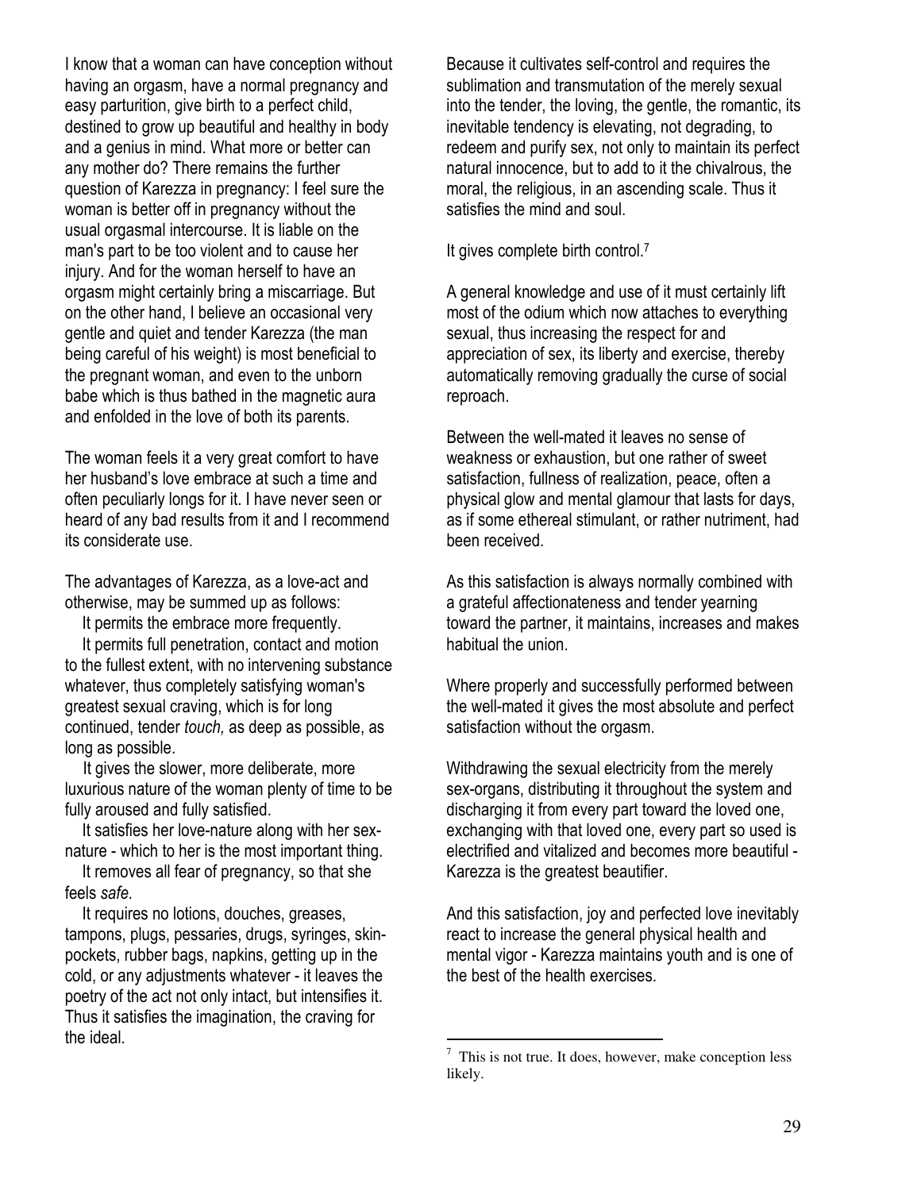I know that a woman can have conception without having an orgasm, have a normal pregnancy and easy parturition, give birth to a perfect child, destined to grow up beautiful and healthy in body and a genius in mind. What more or better can any mother do? There remains the further question of Karezza in pregnancy: I feel sure the woman is better off in pregnancy without the usual orgasmal intercourse. It is liable on the man's part to be too violent and to cause her injury. And for the woman herself to have an orgasm might certainly bring a miscarriage. But on the other hand, I believe an occasional very gentle and quiet and tender Karezza (the man being careful of his weight) is most beneficial to the pregnant woman, and even to the unborn babe which is thus bathed in the magnetic aura and enfolded in the love of both its parents.

The woman feels it a very great comfort to have her husband's love embrace at such a time and often peculiarly longs for it. I have never seen or heard of any bad results from it and I recommend its considerate use.

The advantages of Karezza, as a love-act and otherwise, may be summed up as follows:

It permits the embrace more frequently.

It permits full penetration, contact and motion to the fullest extent, with no intervening substance whatever, thus completely satisfying woman's greatest sexual craving, which is for long continued, tender *touch,* as deep as possible, as long as possible.

It gives the slower, more deliberate, more luxurious nature of the woman plenty of time to be fully aroused and fully satisfied.

It satisfies her love-nature along with her sex-nature - which to her is the most important thing.

It removes all fear of pregnancy, so that she feels *safe.*

It requires no lotions, douches, greases, tampons, plugs, pessaries, drugs, syringes, skin-pockets, rubber bags, napkins, getting up in the cold, or any adjustments whatever - it leaves the poetry of the act not only intact, but intensifies it. Thus it satisfies the imagination, the craving for the ideal.

Because it cultivates self-control and requires the sublimation and transmutation of the merely sexual into the tender, the loving, the gentle, the romantic, its inevitable tendency is elevating, not degrading, to redeem and purify sex, not only to maintain its perfect natural innocence, but to add to it the chivalrous, the moral, the religious, in an ascending scale. Thus it satisfies the mind and soul.

It gives complete birth control.[7]

A general knowledge and use of it must certainly lift most of the odium which now attaches to everything sexual, thus increasing the respect for and appreciation of sex, its liberty and exercise, thereby automatically removing gradually the curse of social reproach.

Between the well-mated it leaves no sense of weakness or exhaustion, but one rather of sweet satisfaction, fullness of realization, peace, often a physical glow and mental glamour that lasts for days, as if some ethereal stimulant, or rather nutriment, had been received.

As this satisfaction is always normally combined with a grateful affectionateness and tender yearning toward the partner, it maintains, increases and makes habitual the union.

Where properly and successfully performed between the well-mated it gives the most absolute and perfect satisfaction without the orgasm.

Withdrawing the sexual electricity from the merely sex-organs, distributing it throughout the system and discharging it from every part toward the loved one, exchanging with that loved one, every part so used is electrified and vitalized and becomes more beautiful - Karezza is the greatest beautifier.

And this satisfaction, joy and perfected love inevitably react to increase the general physical health and mental vigor - Karezza maintains youth and is one of the best of the health exercises.

---

[7] This is not true. It does, however, make conception less likely.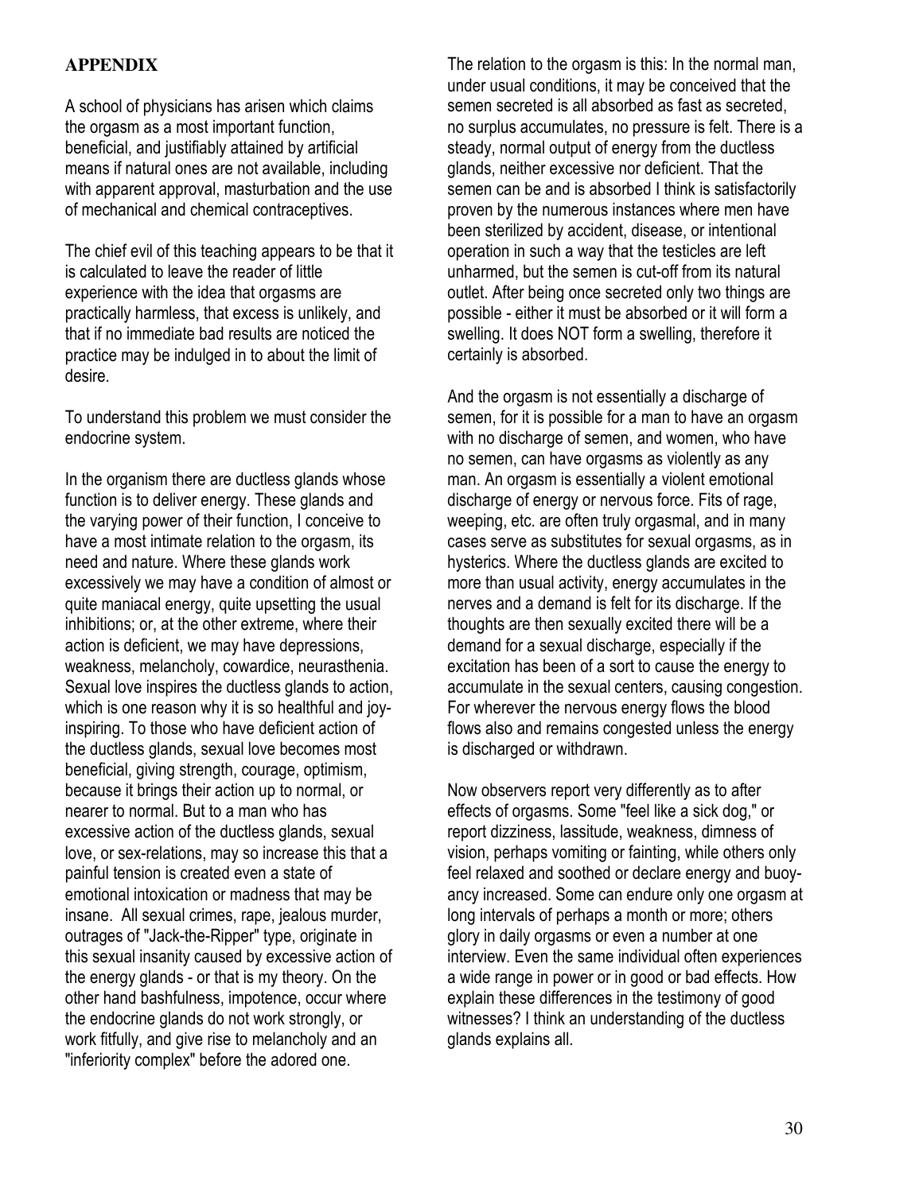## APPENDIX

A school of physicians has arisen which claims the orgasm as a most important function, beneficial, and justifiably attained by artificial means if natural ones are not available, including with apparent approval, masturbation and the use of mechanical and chemical contraceptives.

The chief evil of this teaching appears to be that it is calculated to leave the reader of little experience with the idea that orgasms are practically harmless, that excess is unlikely, and that if no immediate bad results are noticed the practice may be indulged in to about the limit of desire.

To understand this problem we must consider the endocrine system.

In the organism there are ductless glands whose function is to deliver energy. These glands and the varying power of their function, I conceive to have a most intimate relation to the orgasm, its need and nature. Where these glands work excessively we may have a condition of almost or quite maniacal energy, quite upsetting the usual inhibitions; or, at the other extreme, where their action is deficient, we may have depressions, weakness, melancholy, cowardice, neurasthenia. Sexual love inspires the ductless glands to action, which is one reason why it is so healthful and joy-inspiring. To those who have deficient action of the ductless glands, sexual love becomes most beneficial, giving strength, courage, optimism, because it brings their action up to normal, or nearer to normal. But to a man who has excessive action of the ductless glands, sexual love, or sex-relations, may so increase this that a painful tension is created even a state of emotional intoxication or madness that may be insane. All sexual crimes, rape, jealous murder, outrages of "Jack-the-Ripper" type, originate in this sexual insanity caused by excessive action of the energy glands - or that is my theory. On the other hand bashfulness, impotence, occur where the endocrine glands do not work strongly, or work fitfully, and give rise to melancholy and an "inferiority complex" before the adored one.

The relation to the orgasm is this: In the normal man, under usual conditions, it may be conceived that the semen secreted is all absorbed as fast as secreted, no surplus accumulates, no pressure is felt. There is a steady, normal output of energy from the ductless glands, neither excessive nor deficient. That the semen can be and is absorbed I think is satisfactorily proven by the numerous instances where men have been sterilized by accident, disease, or intentional operation in such a way that the testicles are left unharmed, but the semen is cut-off from its natural outlet. After being once secreted only two things are possible - either it must be absorbed or it will form a swelling. It does NOT form a swelling, therefore it certainly is absorbed.

And the orgasm is not essentially a discharge of semen, for it is possible for a man to have an orgasm with no discharge of semen, and women, who have no semen, can have orgasms as violently as any man. An orgasm is essentially a violent emotional discharge of energy or nervous force. Fits of rage, weeping, etc. are often truly orgasmal, and in many cases serve as substitutes for sexual orgasms, as in hysterics. Where the ductless glands are excited to more than usual activity, energy accumulates in the nerves and a demand is felt for its discharge. If the thoughts are then sexually excited there will be a demand for a sexual discharge, especially if the excitation has been of a sort to cause the energy to accumulate in the sexual centers, causing congestion. For wherever the nervous energy flows the blood flows also and remains congested unless the energy is discharged or withdrawn.

Now observers report very differently as to after effects of orgasms. Some "feel like a sick dog," or report dizziness, lassitude, weakness, dimness of vision, perhaps vomiting or fainting, while others only feel relaxed and soothed or declare energy and buoyancy increased. Some can endure only one orgasm at long intervals of perhaps a month or more; others glory in daily orgasms or even a number at one interview. Even the same individual often experiences a wide range in power or in good or bad effects. How explain these differences in the testimony of good witnesses? I think an understanding of the ductless glands explains all.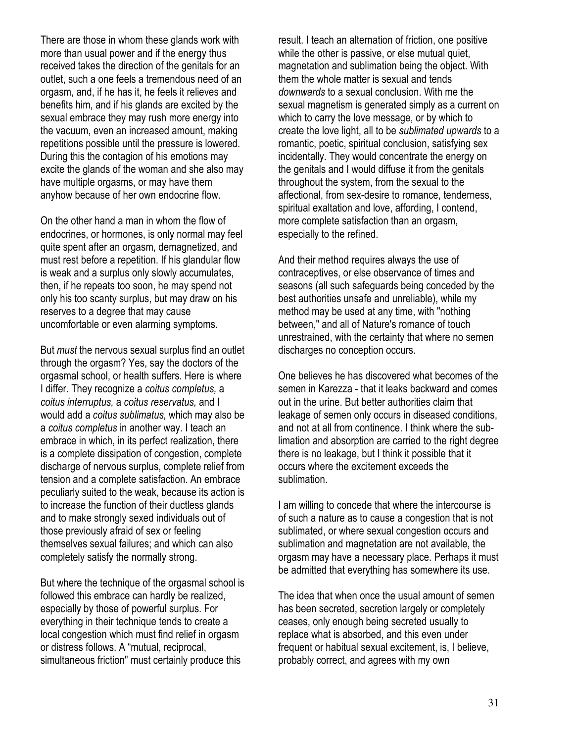There are those in whom these glands work with more than usual power and if the energy thus received takes the direction of the genitals for an outlet, such a one feels a tremendous need of an orgasm, and, if he has it, he feels it relieves and benefits him, and if his glands are excited by the sexual embrace they may rush more energy into the vacuum, even an increased amount, making repetitions possible until the pressure is lowered. During this the contagion of his emotions may excite the glands of the woman and she also may have multiple orgasms, or may have them anyhow because of her own endocrine flow.

On the other hand a man in whom the flow of endocrines, or hormones, is only normal may feel quite spent after an orgasm, demagnetized, and must rest before a repetition. If his glandular flow is weak and a surplus only slowly accumulates, then, if he repeats too soon, he may spend not only his too scanty surplus, but may draw on his reserves to a degree that may cause uncomfortable or even alarming symptoms.

But *must* the nervous sexual surplus find an outlet through the orgasm? Yes, say the doctors of the orgasmal school, or health suffers. Here is where I differ. They recognize a *coitus completus,* a *coitus interruptus,* a *coitus reservatus,* and I would add a *coitus sublimatus,* which may also be a *coitus completus* in another way. I teach an embrace in which, in its perfect realization, there is a complete dissipation of congestion, complete discharge of nervous surplus, complete relief from tension and a complete satisfaction. An embrace peculiarly suited to the weak, because its action is to increase the function of their ductless glands and to make strongly sexed individuals out of those previously afraid of sex or feeling themselves sexual failures; and which can also completely satisfy the normally strong.

But where the technique of the orgasmal school is followed this embrace can hardly be realized, especially by those of powerful surplus. For everything in their technique tends to create a local congestion which must find relief in orgasm or distress follows. A "mutual, reciprocal, simultaneous friction" must certainly produce this result. I teach an alternation of friction, one positive while the other is passive, or else mutual quiet, magnetation and sublimation being the object. With them the whole matter is sexual and tends *downwards* to a sexual conclusion. With me the sexual magnetism is generated simply as a current on which to carry the love message, or by which to create the love light, all to be *sublimated upwards* to a romantic, poetic, spiritual conclusion, satisfying sex incidentally. They would concentrate the energy on the genitals and I would diffuse it from the genitals throughout the system, from the sexual to the affectional, from sex-desire to romance, tenderness, spiritual exaltation and love, affording, I contend, more complete satisfaction than an orgasm, especially to the refined.

And their method requires always the use of contraceptives, or else observance of times and seasons (all such safeguards being conceded by the best authorities unsafe and unreliable), while my method may be used at any time, with "nothing between," and all of Nature's romance of touch unrestrained, with the certainty that where no semen discharges no conception occurs.

One believes he has discovered what becomes of the semen in Karezza - that it leaks backward and comes out in the urine. But better authorities claim that leakage of semen only occurs in diseased conditions, and not at all from continence. I think where the sub-limation and absorption are carried to the right degree there is no leakage, but I think it possible that it occurs where the excitement exceeds the sublimation.

I am willing to concede that where the intercourse is of such a nature as to cause a congestion that is not sublimated, or where sexual congestion occurs and sublimation and magnetation are not available, the orgasm may have a necessary place. Perhaps it must be admitted that everything has somewhere its use.

The idea that when once the usual amount of semen has been secreted, secretion largely or completely ceases, only enough being secreted usually to replace what is absorbed, and this even under frequent or habitual sexual excitement, is, I believe, probably correct, and agrees with my own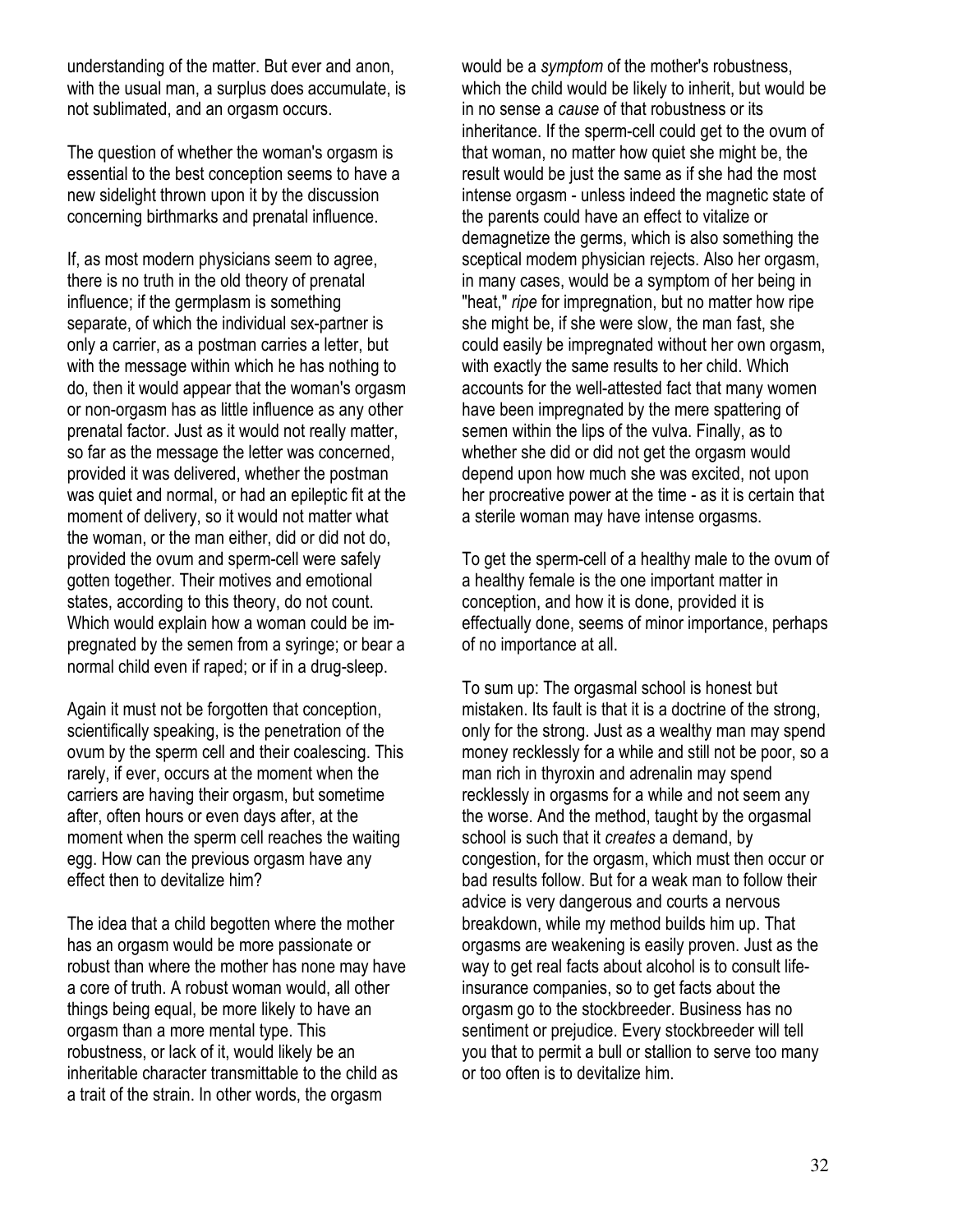understanding of the matter. But ever and anon, with the usual man, a surplus does accumulate, is not sublimated, and an orgasm occurs.

The question of whether the woman's orgasm is essential to the best conception seems to have a new sidelight thrown upon it by the discussion concerning birthmarks and prenatal influence.

If, as most modern physicians seem to agree, there is no truth in the old theory of prenatal influence; if the germplasm is something separate, of which the individual sex-partner is only a carrier, as a postman carries a letter, but with the message within which he has nothing to do, then it would appear that the woman's orgasm or non-orgasm has as little influence as any other prenatal factor. Just as it would not really matter, so far as the message the letter was concerned, provided it was delivered, whether the postman was quiet and normal, or had an epileptic fit at the moment of delivery, so it would not matter what the woman, or the man either, did or did not do, provided the ovum and sperm-cell were safely gotten together. Their motives and emotional states, according to this theory, do not count. Which would explain how a woman could be impregnated by the semen from a syringe; or bear a normal child even if raped; or if in a drug-sleep.

Again it must not be forgotten that conception, scientifically speaking, is the penetration of the ovum by the sperm cell and their coalescing. This rarely, if ever, occurs at the moment when the carriers are having their orgasm, but sometime after, often hours or even days after, at the moment when the sperm cell reaches the waiting egg. How can the previous orgasm have any effect then to devitalize him?

The idea that a child begotten where the mother has an orgasm would be more passionate or robust than where the mother has none may have a core of truth. A robust woman would, all other things being equal, be more likely to have an orgasm than a more mental type. This robustness, or lack of it, would likely be an inheritable character transmittable to the child as a trait of the strain. In other words, the orgasm would be a *symptom* of the mother's robustness, which the child would be likely to inherit, but would be in no sense a *cause* of that robustness or its inheritance. If the sperm-cell could get to the ovum of that woman, no matter how quiet she might be, the result would be just the same as if she had the most intense orgasm - unless indeed the magnetic state of the parents could have an effect to vitalize or demagnetize the germs, which is also something the sceptical modem physician rejects. Also her orgasm, in many cases, would be a symptom of her being in "heat," *ripe* for impregnation, but no matter how ripe she might be, if she were slow, the man fast, she could easily be impregnated without her own orgasm, with exactly the same results to her child. Which accounts for the well-attested fact that many women have been impregnated by the mere spattering of semen within the lips of the vulva. Finally, as to whether she did or did not get the orgasm would depend upon how much she was excited, not upon her procreative power at the time - as it is certain that a sterile woman may have intense orgasms.

To get the sperm-cell of a healthy male to the ovum of a healthy female is the one important matter in conception, and how it is done, provided it is effectually done, seems of minor importance, perhaps of no importance at all.

To sum up: The orgasmal school is honest but mistaken. Its fault is that it is a doctrine of the strong, only for the strong. Just as a wealthy man may spend money recklessly for a while and still not be poor, so a man rich in thyroxin and adrenalin may spend recklessly in orgasms for a while and not seem any the worse. And the method, taught by the orgasmal school is such that it *creates* a demand, by congestion, for the orgasm, which must then occur or bad results follow. But for a weak man to follow their advice is very dangerous and courts a nervous breakdown, while my method builds him up. That orgasms are weakening is easily proven. Just as the way to get real facts about alcohol is to consult life-insurance companies, so to get facts about the orgasm go to the stockbreeder. Business has no sentiment or prejudice. Every stockbreeder will tell you that to permit a bull or stallion to serve too many or too often is to devitalize him.